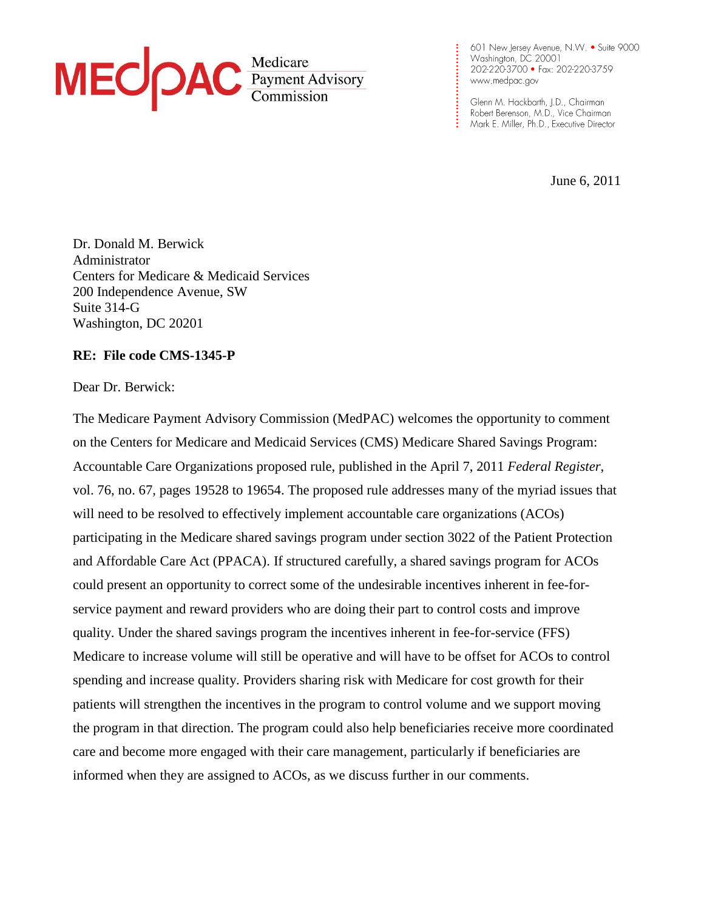MEDPAC Medicare Payment Advisory Commission

601 New Jersey Avenue, N.W. • Suite 9000
Washington, DC 20001
202-220-3700 • Fax: 202-220-3759
www.medpac.gov

Glenn M. Hackbarth, J.D., Chairman
Robert Berenson, M.D., Vice Chairman
Mark E. Miller, Ph.D., Executive Director

June 6, 2011

Dr. Donald M. Berwick
Administrator
Centers for Medicare & Medicaid Services
200 Independence Avenue, SW
Suite 314-G
Washington, DC 20201

**RE: File code CMS-1345-P**

Dear Dr. Berwick:

The Medicare Payment Advisory Commission (MedPAC) welcomes the opportunity to comment on the Centers for Medicare and Medicaid Services (CMS) Medicare Shared Savings Program: Accountable Care Organizations proposed rule, published in the April 7, 2011 *Federal Register*, vol. 76, no. 67, pages 19528 to 19654. The proposed rule addresses many of the myriad issues that will need to be resolved to effectively implement accountable care organizations (ACOs) participating in the Medicare shared savings program under section 3022 of the Patient Protection and Affordable Care Act (PPACA). If structured carefully, a shared savings program for ACOs could present an opportunity to correct some of the undesirable incentives inherent in fee-for-service payment and reward providers who are doing their part to control costs and improve quality. Under the shared savings program the incentives inherent in fee-for-service (FFS) Medicare to increase volume will still be operative and will have to be offset for ACOs to control spending and increase quality. Providers sharing risk with Medicare for cost growth for their patients will strengthen the incentives in the program to control volume and we support moving the program in that direction. The program could also help beneficiaries receive more coordinated care and become more engaged with their care management, particularly if beneficiaries are informed when they are assigned to ACOs, as we discuss further in our comments.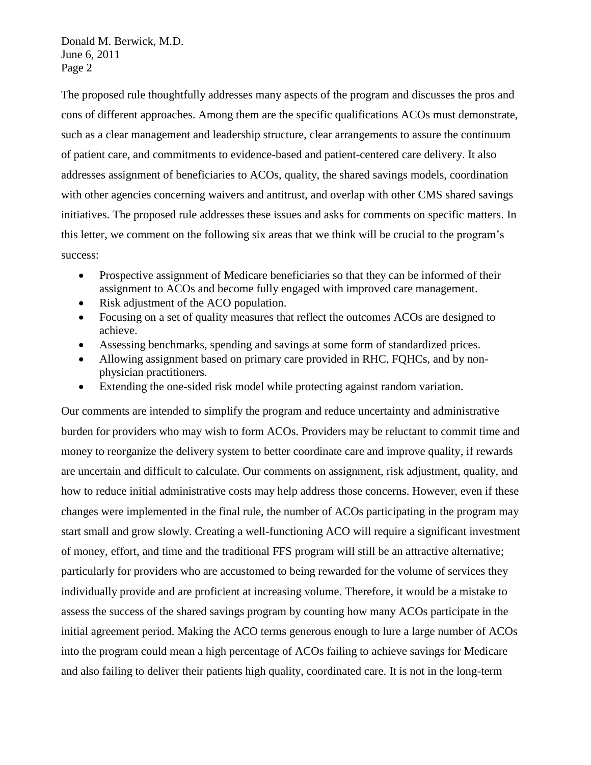The proposed rule thoughtfully addresses many aspects of the program and discusses the pros and cons of different approaches. Among them are the specific qualifications ACOs must demonstrate, such as a clear management and leadership structure, clear arrangements to assure the continuum of patient care, and commitments to evidence-based and patient-centered care delivery. It also addresses assignment of beneficiaries to ACOs, quality, the shared savings models, coordination with other agencies concerning waivers and antitrust, and overlap with other CMS shared savings initiatives. The proposed rule addresses these issues and asks for comments on specific matters. In this letter, we comment on the following six areas that we think will be crucial to the program's success:

- Prospective assignment of Medicare beneficiaries so that they can be informed of their assignment to ACOs and become fully engaged with improved care management.
- Risk adjustment of the ACO population.
- Focusing on a set of quality measures that reflect the outcomes ACOs are designed to achieve.
- Assessing benchmarks, spending and savings at some form of standardized prices.
- Allowing assignment based on primary care provided in RHC, FQHCs, and by non-physician practitioners.
- Extending the one-sided risk model while protecting against random variation.

Our comments are intended to simplify the program and reduce uncertainty and administrative burden for providers who may wish to form ACOs. Providers may be reluctant to commit time and money to reorganize the delivery system to better coordinate care and improve quality, if rewards are uncertain and difficult to calculate. Our comments on assignment, risk adjustment, quality, and how to reduce initial administrative costs may help address those concerns. However, even if these changes were implemented in the final rule, the number of ACOs participating in the program may start small and grow slowly. Creating a well-functioning ACO will require a significant investment of money, effort, and time and the traditional FFS program will still be an attractive alternative; particularly for providers who are accustomed to being rewarded for the volume of services they individually provide and are proficient at increasing volume. Therefore, it would be a mistake to assess the success of the shared savings program by counting how many ACOs participate in the initial agreement period. Making the ACO terms generous enough to lure a large number of ACOs into the program could mean a high percentage of ACOs failing to achieve savings for Medicare and also failing to deliver their patients high quality, coordinated care. It is not in the long-term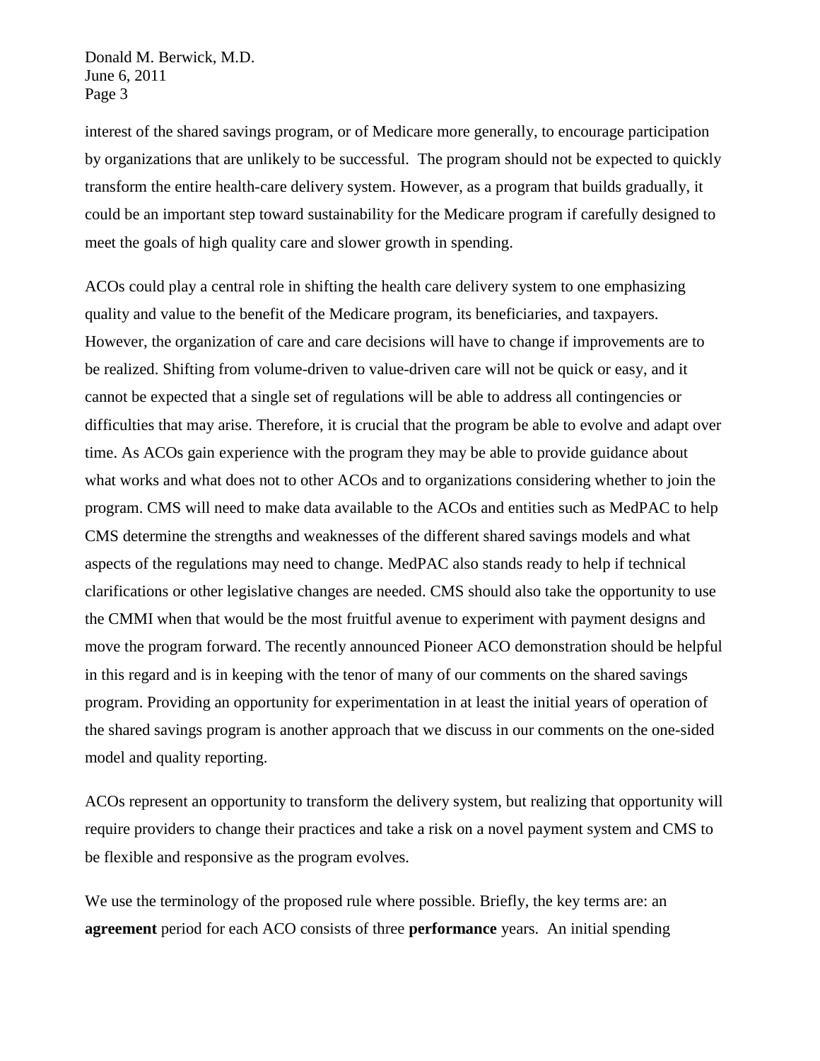interest of the shared savings program, or of Medicare more generally, to encourage participation by organizations that are unlikely to be successful. The program should not be expected to quickly transform the entire health-care delivery system. However, as a program that builds gradually, it could be an important step toward sustainability for the Medicare program if carefully designed to meet the goals of high quality care and slower growth in spending.

ACOs could play a central role in shifting the health care delivery system to one emphasizing quality and value to the benefit of the Medicare program, its beneficiaries, and taxpayers. However, the organization of care and care decisions will have to change if improvements are to be realized. Shifting from volume-driven to value-driven care will not be quick or easy, and it cannot be expected that a single set of regulations will be able to address all contingencies or difficulties that may arise. Therefore, it is crucial that the program be able to evolve and adapt over time. As ACOs gain experience with the program they may be able to provide guidance about what works and what does not to other ACOs and to organizations considering whether to join the program. CMS will need to make data available to the ACOs and entities such as MedPAC to help CMS determine the strengths and weaknesses of the different shared savings models and what aspects of the regulations may need to change. MedPAC also stands ready to help if technical clarifications or other legislative changes are needed. CMS should also take the opportunity to use the CMMI when that would be the most fruitful avenue to experiment with payment designs and move the program forward. The recently announced Pioneer ACO demonstration should be helpful in this regard and is in keeping with the tenor of many of our comments on the shared savings program. Providing an opportunity for experimentation in at least the initial years of operation of the shared savings program is another approach that we discuss in our comments on the one-sided model and quality reporting.

ACOs represent an opportunity to transform the delivery system, but realizing that opportunity will require providers to change their practices and take a risk on a novel payment system and CMS to be flexible and responsive as the program evolves.

We use the terminology of the proposed rule where possible. Briefly, the key terms are: an **agreement** period for each ACO consists of three **performance** years. An initial spending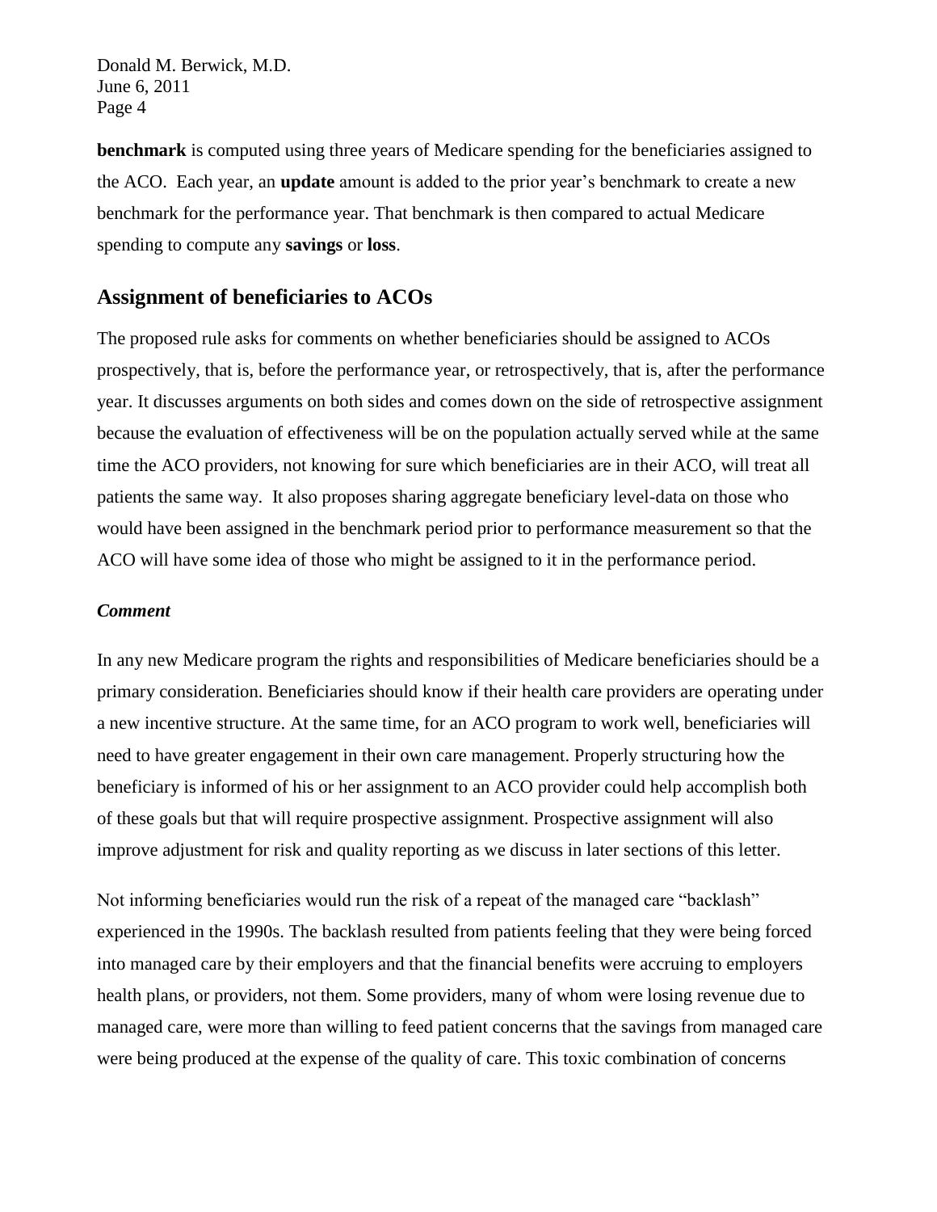**benchmark** is computed using three years of Medicare spending for the beneficiaries assigned to the ACO. Each year, an **update** amount is added to the prior year's benchmark to create a new benchmark for the performance year. That benchmark is then compared to actual Medicare spending to compute any **savings** or **loss**.

## Assignment of beneficiaries to ACOs

The proposed rule asks for comments on whether beneficiaries should be assigned to ACOs prospectively, that is, before the performance year, or retrospectively, that is, after the performance year. It discusses arguments on both sides and comes down on the side of retrospective assignment because the evaluation of effectiveness will be on the population actually served while at the same time the ACO providers, not knowing for sure which beneficiaries are in their ACO, will treat all patients the same way. It also proposes sharing aggregate beneficiary level-data on those who would have been assigned in the benchmark period prior to performance measurement so that the ACO will have some idea of those who might be assigned to it in the performance period.

***Comment***

In any new Medicare program the rights and responsibilities of Medicare beneficiaries should be a primary consideration. Beneficiaries should know if their health care providers are operating under a new incentive structure. At the same time, for an ACO program to work well, beneficiaries will need to have greater engagement in their own care management. Properly structuring how the beneficiary is informed of his or her assignment to an ACO provider could help accomplish both of these goals but that will require prospective assignment. Prospective assignment will also improve adjustment for risk and quality reporting as we discuss in later sections of this letter.

Not informing beneficiaries would run the risk of a repeat of the managed care "backlash" experienced in the 1990s. The backlash resulted from patients feeling that they were being forced into managed care by their employers and that the financial benefits were accruing to employers health plans, or providers, not them. Some providers, many of whom were losing revenue due to managed care, were more than willing to feed patient concerns that the savings from managed care were being produced at the expense of the quality of care. This toxic combination of concerns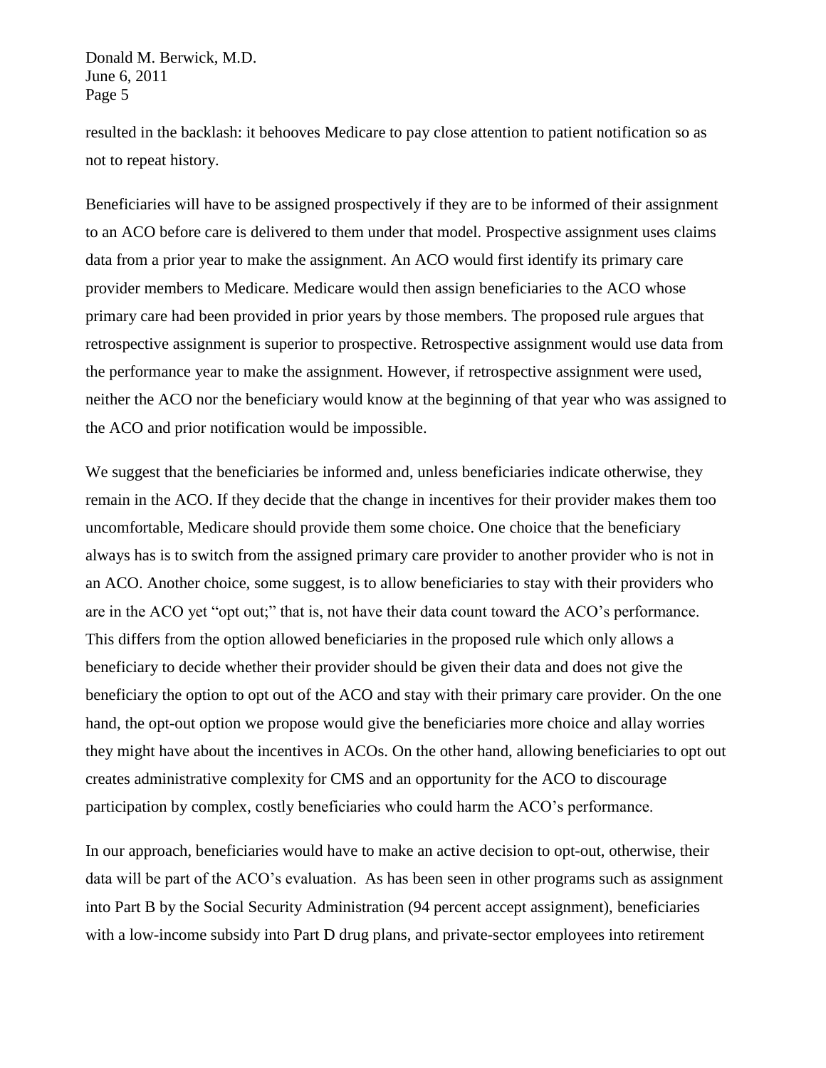resulted in the backlash: it behooves Medicare to pay close attention to patient notification so as not to repeat history.

Beneficiaries will have to be assigned prospectively if they are to be informed of their assignment to an ACO before care is delivered to them under that model. Prospective assignment uses claims data from a prior year to make the assignment. An ACO would first identify its primary care provider members to Medicare. Medicare would then assign beneficiaries to the ACO whose primary care had been provided in prior years by those members. The proposed rule argues that retrospective assignment is superior to prospective. Retrospective assignment would use data from the performance year to make the assignment. However, if retrospective assignment were used, neither the ACO nor the beneficiary would know at the beginning of that year who was assigned to the ACO and prior notification would be impossible.

We suggest that the beneficiaries be informed and, unless beneficiaries indicate otherwise, they remain in the ACO. If they decide that the change in incentives for their provider makes them too uncomfortable, Medicare should provide them some choice. One choice that the beneficiary always has is to switch from the assigned primary care provider to another provider who is not in an ACO. Another choice, some suggest, is to allow beneficiaries to stay with their providers who are in the ACO yet "opt out;" that is, not have their data count toward the ACO's performance. This differs from the option allowed beneficiaries in the proposed rule which only allows a beneficiary to decide whether their provider should be given their data and does not give the beneficiary the option to opt out of the ACO and stay with their primary care provider. On the one hand, the opt-out option we propose would give the beneficiaries more choice and allay worries they might have about the incentives in ACOs. On the other hand, allowing beneficiaries to opt out creates administrative complexity for CMS and an opportunity for the ACO to discourage participation by complex, costly beneficiaries who could harm the ACO's performance.

In our approach, beneficiaries would have to make an active decision to opt-out, otherwise, their data will be part of the ACO's evaluation. As has been seen in other programs such as assignment into Part B by the Social Security Administration (94 percent accept assignment), beneficiaries with a low-income subsidy into Part D drug plans, and private-sector employees into retirement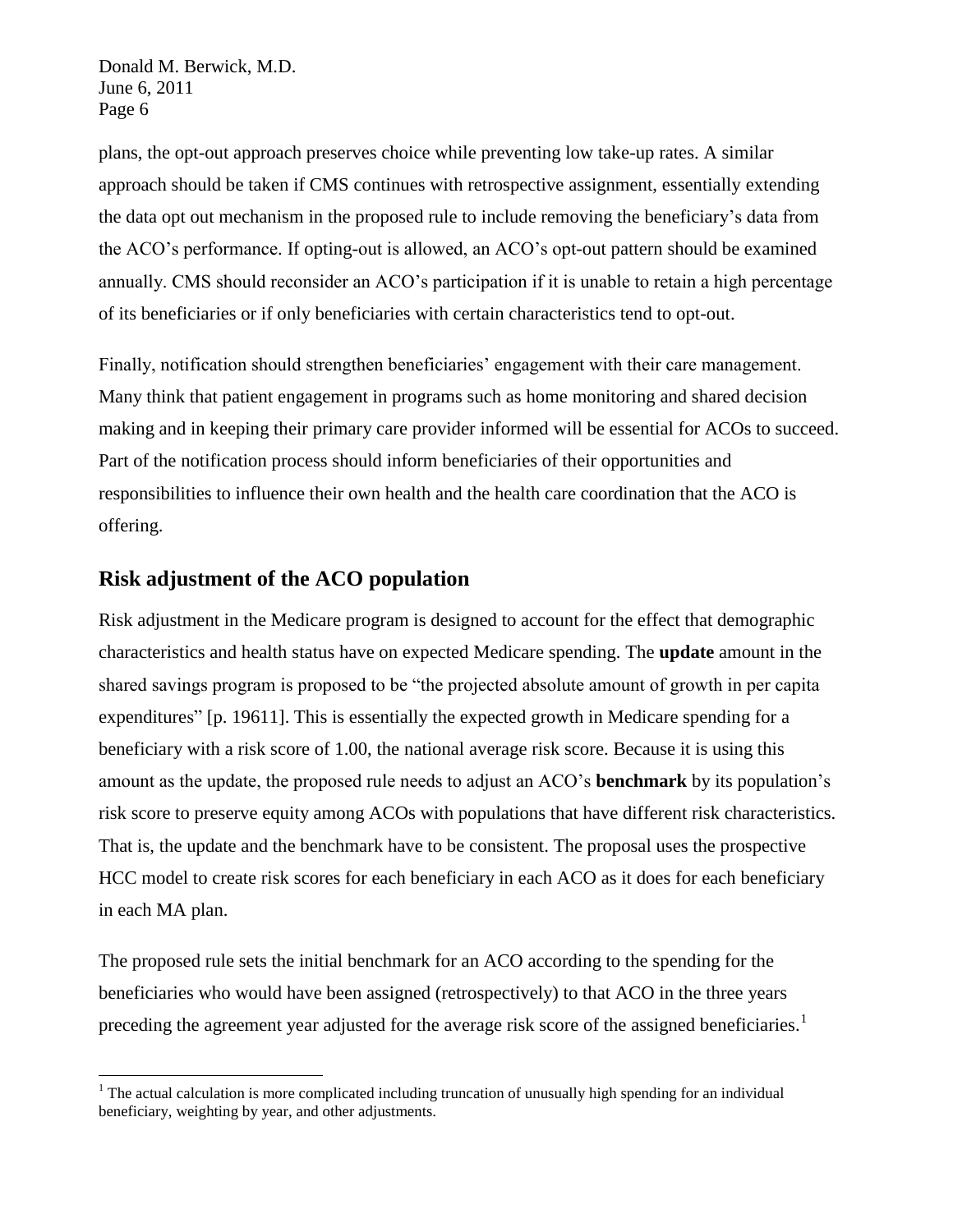plans, the opt-out approach preserves choice while preventing low take-up rates. A similar approach should be taken if CMS continues with retrospective assignment, essentially extending the data opt out mechanism in the proposed rule to include removing the beneficiary's data from the ACO's performance. If opting-out is allowed, an ACO's opt-out pattern should be examined annually. CMS should reconsider an ACO's participation if it is unable to retain a high percentage of its beneficiaries or if only beneficiaries with certain characteristics tend to opt-out.

Finally, notification should strengthen beneficiaries' engagement with their care management. Many think that patient engagement in programs such as home monitoring and shared decision making and in keeping their primary care provider informed will be essential for ACOs to succeed. Part of the notification process should inform beneficiaries of their opportunities and responsibilities to influence their own health and the health care coordination that the ACO is offering.

## Risk adjustment of the ACO population

Risk adjustment in the Medicare program is designed to account for the effect that demographic characteristics and health status have on expected Medicare spending. The **update** amount in the shared savings program is proposed to be "the projected absolute amount of growth in per capita expenditures" [p. 19611]. This is essentially the expected growth in Medicare spending for a beneficiary with a risk score of 1.00, the national average risk score. Because it is using this amount as the update, the proposed rule needs to adjust an ACO's **benchmark** by its population's risk score to preserve equity among ACOs with populations that have different risk characteristics. That is, the update and the benchmark have to be consistent. The proposal uses the prospective HCC model to create risk scores for each beneficiary in each ACO as it does for each beneficiary in each MA plan.

The proposed rule sets the initial benchmark for an ACO according to the spending for the beneficiaries who would have been assigned (retrospectively) to that ACO in the three years preceding the agreement year adjusted for the average risk score of the assigned beneficiaries.[1]

[1] The actual calculation is more complicated including truncation of unusually high spending for an individual beneficiary, weighting by year, and other adjustments.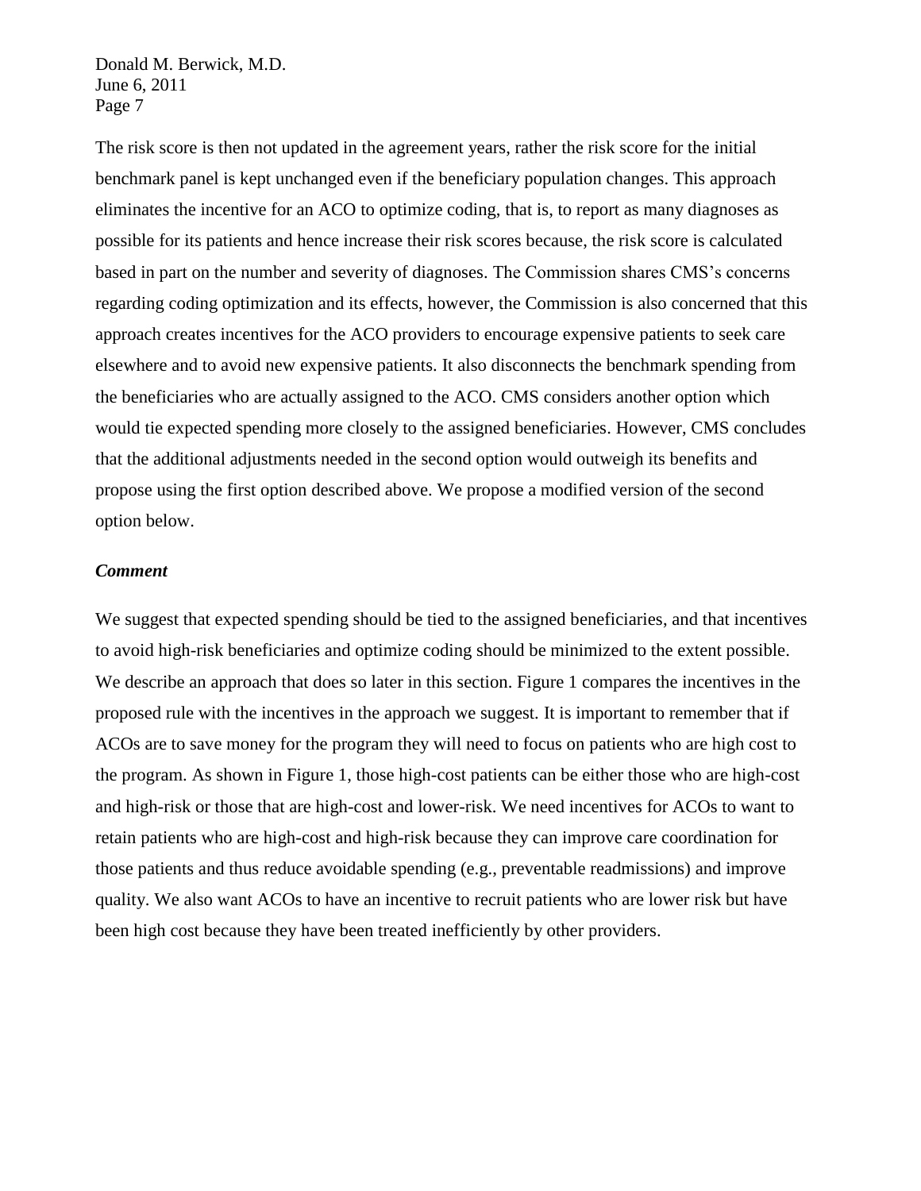The risk score is then not updated in the agreement years, rather the risk score for the initial benchmark panel is kept unchanged even if the beneficiary population changes. This approach eliminates the incentive for an ACO to optimize coding, that is, to report as many diagnoses as possible for its patients and hence increase their risk scores because, the risk score is calculated based in part on the number and severity of diagnoses. The Commission shares CMS's concerns regarding coding optimization and its effects, however, the Commission is also concerned that this approach creates incentives for the ACO providers to encourage expensive patients to seek care elsewhere and to avoid new expensive patients. It also disconnects the benchmark spending from the beneficiaries who are actually assigned to the ACO. CMS considers another option which would tie expected spending more closely to the assigned beneficiaries. However, CMS concludes that the additional adjustments needed in the second option would outweigh its benefits and propose using the first option described above. We propose a modified version of the second option below.

***Comment***

We suggest that expected spending should be tied to the assigned beneficiaries, and that incentives to avoid high-risk beneficiaries and optimize coding should be minimized to the extent possible. We describe an approach that does so later in this section. Figure 1 compares the incentives in the proposed rule with the incentives in the approach we suggest. It is important to remember that if ACOs are to save money for the program they will need to focus on patients who are high cost to the program. As shown in Figure 1, those high-cost patients can be either those who are high-cost and high-risk or those that are high-cost and lower-risk. We need incentives for ACOs to want to retain patients who are high-cost and high-risk because they can improve care coordination for those patients and thus reduce avoidable spending (e.g., preventable readmissions) and improve quality. We also want ACOs to have an incentive to recruit patients who are lower risk but have been high cost because they have been treated inefficiently by other providers.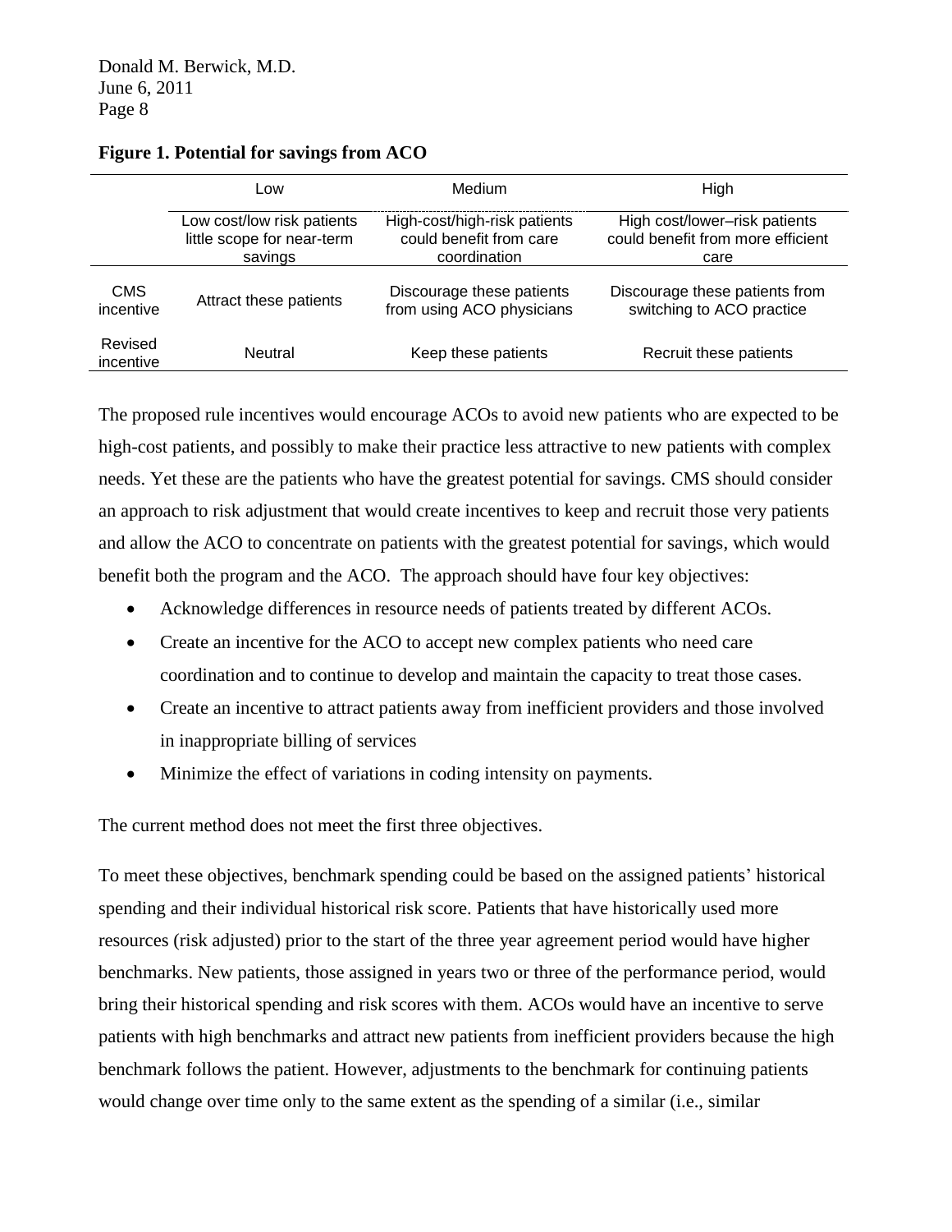**Figure 1. Potential for savings from ACO**

| | Low | Medium | High |
|---|---|---|---|
| | Low cost/low risk patients little scope for near-term savings | High-cost/high-risk patients could benefit from care coordination | High cost/lower–risk patients could benefit from more efficient care |
| CMS incentive | Attract these patients | Discourage these patients from using ACO physicians | Discourage these patients from switching to ACO practice |
| Revised incentive | Neutral | Keep these patients | Recruit these patients |

The proposed rule incentives would encourage ACOs to avoid new patients who are expected to be high-cost patients, and possibly to make their practice less attractive to new patients with complex needs. Yet these are the patients who have the greatest potential for savings. CMS should consider an approach to risk adjustment that would create incentives to keep and recruit those very patients and allow the ACO to concentrate on patients with the greatest potential for savings, which would benefit both the program and the ACO. The approach should have four key objectives:

- Acknowledge differences in resource needs of patients treated by different ACOs.
- Create an incentive for the ACO to accept new complex patients who need care coordination and to continue to develop and maintain the capacity to treat those cases.
- Create an incentive to attract patients away from inefficient providers and those involved in inappropriate billing of services
- Minimize the effect of variations in coding intensity on payments.

The current method does not meet the first three objectives.

To meet these objectives, benchmark spending could be based on the assigned patients' historical spending and their individual historical risk score. Patients that have historically used more resources (risk adjusted) prior to the start of the three year agreement period would have higher benchmarks. New patients, those assigned in years two or three of the performance period, would bring their historical spending and risk scores with them. ACOs would have an incentive to serve patients with high benchmarks and attract new patients from inefficient providers because the high benchmark follows the patient. However, adjustments to the benchmark for continuing patients would change over time only to the same extent as the spending of a similar (i.e., similar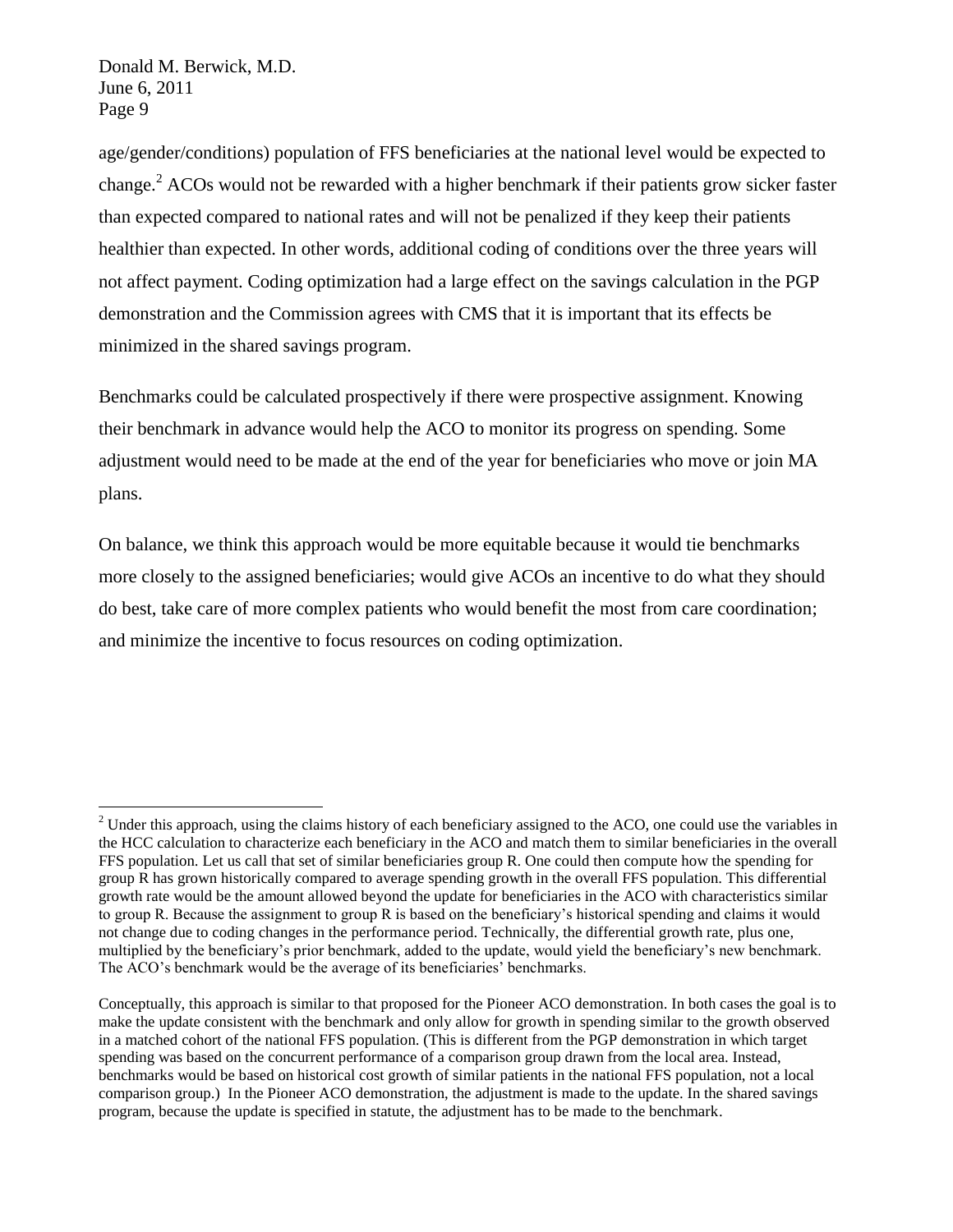age/gender/conditions) population of FFS beneficiaries at the national level would be expected to change.[2] ACOs would not be rewarded with a higher benchmark if their patients grow sicker faster than expected compared to national rates and will not be penalized if they keep their patients healthier than expected. In other words, additional coding of conditions over the three years will not affect payment. Coding optimization had a large effect on the savings calculation in the PGP demonstration and the Commission agrees with CMS that it is important that its effects be minimized in the shared savings program.

Benchmarks could be calculated prospectively if there were prospective assignment. Knowing their benchmark in advance would help the ACO to monitor its progress on spending. Some adjustment would need to be made at the end of the year for beneficiaries who move or join MA plans.

On balance, we think this approach would be more equitable because it would tie benchmarks more closely to the assigned beneficiaries; would give ACOs an incentive to do what they should do best, take care of more complex patients who would benefit the most from care coordination; and minimize the incentive to focus resources on coding optimization.

---

[2] Under this approach, using the claims history of each beneficiary assigned to the ACO, one could use the variables in the HCC calculation to characterize each beneficiary in the ACO and match them to similar beneficiaries in the overall FFS population. Let us call that set of similar beneficiaries group R. One could then compute how the spending for group R has grown historically compared to average spending growth in the overall FFS population. This differential growth rate would be the amount allowed beyond the update for beneficiaries in the ACO with characteristics similar to group R. Because the assignment to group R is based on the beneficiary's historical spending and claims it would not change due to coding changes in the performance period. Technically, the differential growth rate, plus one, multiplied by the beneficiary's prior benchmark, added to the update, would yield the beneficiary's new benchmark. The ACO's benchmark would be the average of its beneficiaries' benchmarks.

Conceptually, this approach is similar to that proposed for the Pioneer ACO demonstration. In both cases the goal is to make the update consistent with the benchmark and only allow for growth in spending similar to the growth observed in a matched cohort of the national FFS population. (This is different from the PGP demonstration in which target spending was based on the concurrent performance of a comparison group drawn from the local area. Instead, benchmarks would be based on historical cost growth of similar patients in the national FFS population, not a local comparison group.) In the Pioneer ACO demonstration, the adjustment is made to the update. In the shared savings program, because the update is specified in statute, the adjustment has to be made to the benchmark.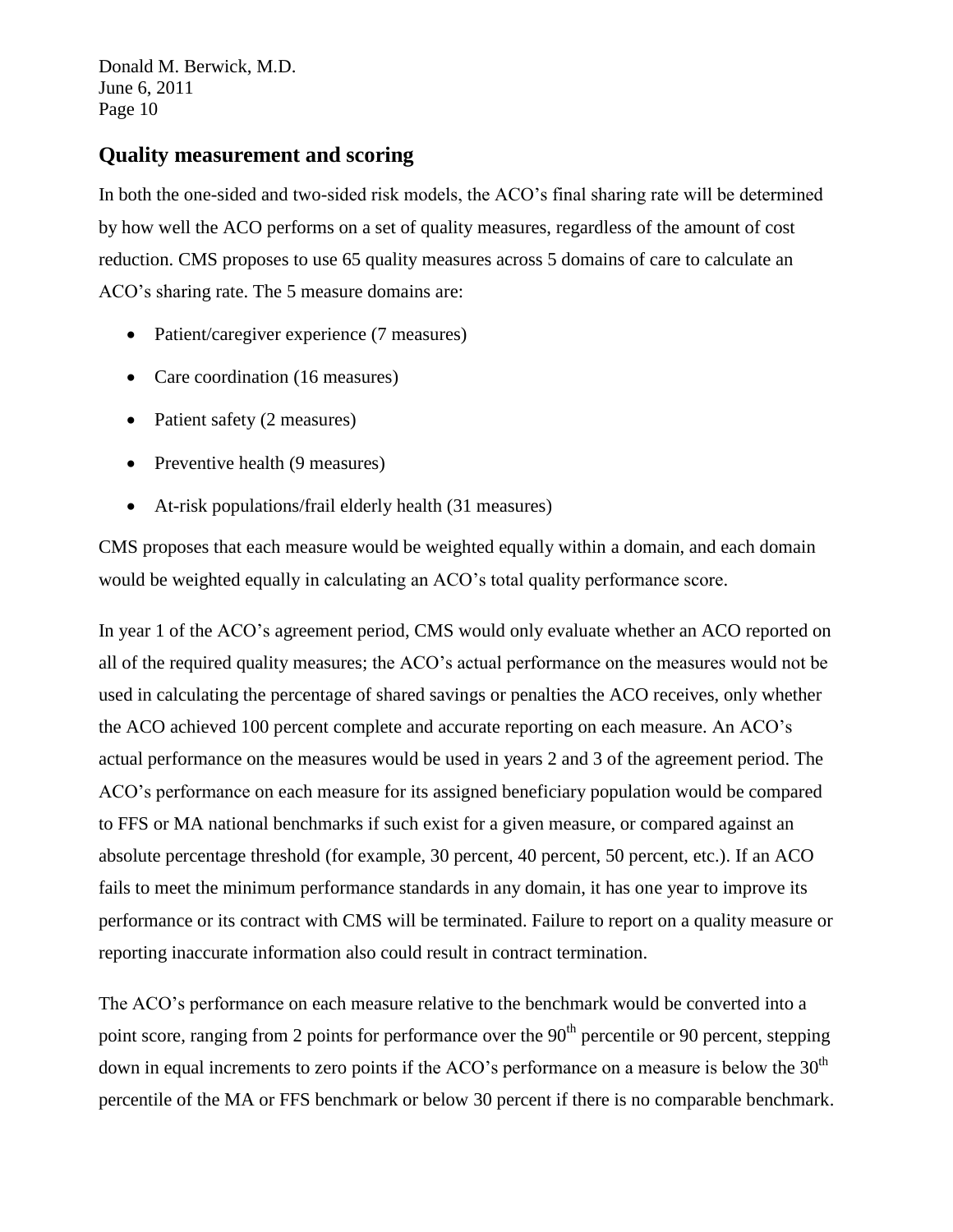## Quality measurement and scoring

In both the one-sided and two-sided risk models, the ACO's final sharing rate will be determined by how well the ACO performs on a set of quality measures, regardless of the amount of cost reduction. CMS proposes to use 65 quality measures across 5 domains of care to calculate an ACO's sharing rate. The 5 measure domains are:

- Patient/caregiver experience (7 measures)
- Care coordination (16 measures)
- Patient safety (2 measures)
- Preventive health (9 measures)
- At-risk populations/frail elderly health (31 measures)

CMS proposes that each measure would be weighted equally within a domain, and each domain would be weighted equally in calculating an ACO's total quality performance score.

In year 1 of the ACO's agreement period, CMS would only evaluate whether an ACO reported on all of the required quality measures; the ACO's actual performance on the measures would not be used in calculating the percentage of shared savings or penalties the ACO receives, only whether the ACO achieved 100 percent complete and accurate reporting on each measure. An ACO's actual performance on the measures would be used in years 2 and 3 of the agreement period. The ACO's performance on each measure for its assigned beneficiary population would be compared to FFS or MA national benchmarks if such exist for a given measure, or compared against an absolute percentage threshold (for example, 30 percent, 40 percent, 50 percent, etc.). If an ACO fails to meet the minimum performance standards in any domain, it has one year to improve its performance or its contract with CMS will be terminated. Failure to report on a quality measure or reporting inaccurate information also could result in contract termination.

The ACO's performance on each measure relative to the benchmark would be converted into a point score, ranging from 2 points for performance over the 90th percentile or 90 percent, stepping down in equal increments to zero points if the ACO's performance on a measure is below the 30th percentile of the MA or FFS benchmark or below 30 percent if there is no comparable benchmark.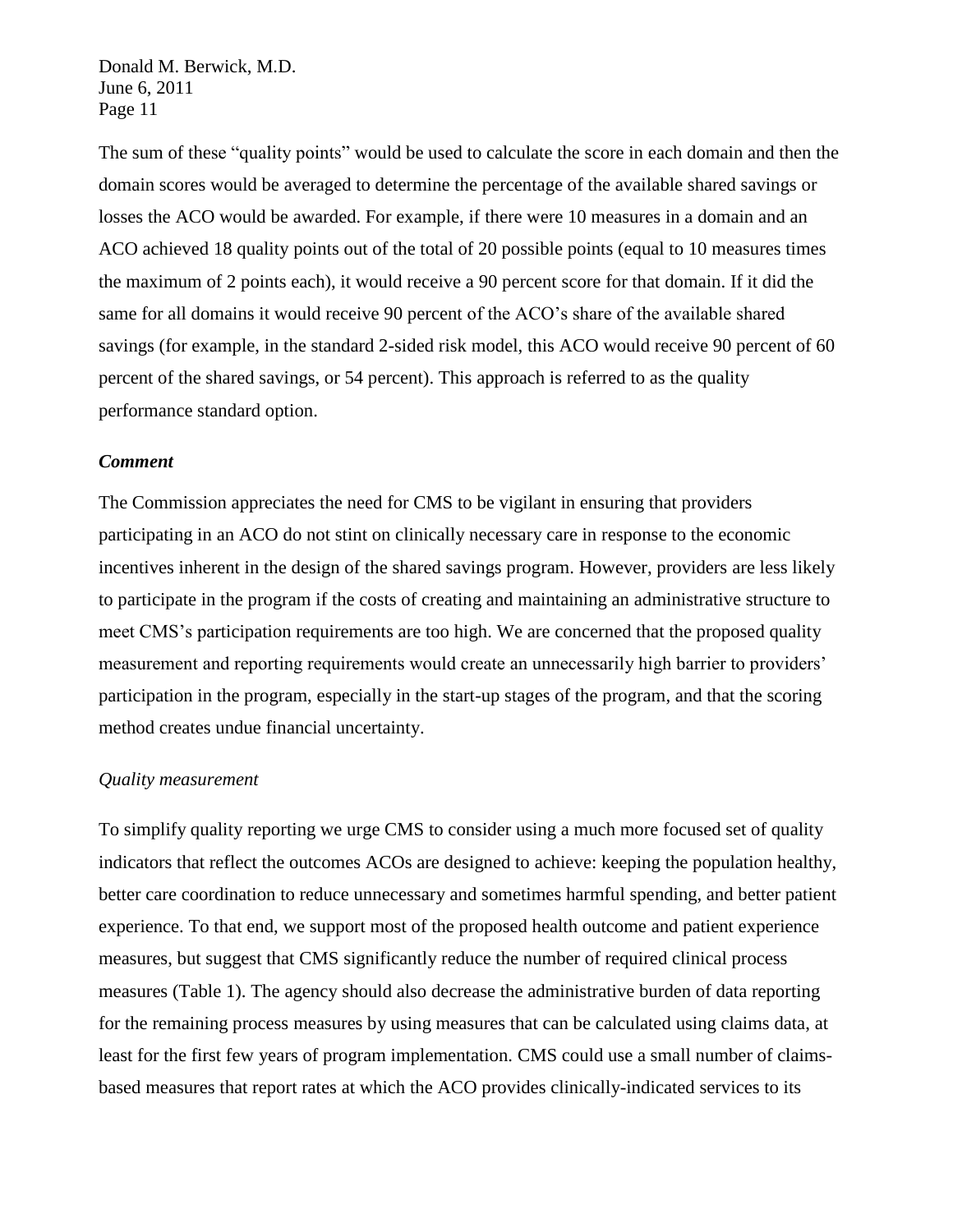The sum of these "quality points" would be used to calculate the score in each domain and then the domain scores would be averaged to determine the percentage of the available shared savings or losses the ACO would be awarded. For example, if there were 10 measures in a domain and an ACO achieved 18 quality points out of the total of 20 possible points (equal to 10 measures times the maximum of 2 points each), it would receive a 90 percent score for that domain. If it did the same for all domains it would receive 90 percent of the ACO's share of the available shared savings (for example, in the standard 2-sided risk model, this ACO would receive 90 percent of 60 percent of the shared savings, or 54 percent). This approach is referred to as the quality performance standard option.

***Comment***

The Commission appreciates the need for CMS to be vigilant in ensuring that providers participating in an ACO do not stint on clinically necessary care in response to the economic incentives inherent in the design of the shared savings program. However, providers are less likely to participate in the program if the costs of creating and maintaining an administrative structure to meet CMS's participation requirements are too high. We are concerned that the proposed quality measurement and reporting requirements would create an unnecessarily high barrier to providers' participation in the program, especially in the start-up stages of the program, and that the scoring method creates undue financial uncertainty.

*Quality measurement*

To simplify quality reporting we urge CMS to consider using a much more focused set of quality indicators that reflect the outcomes ACOs are designed to achieve: keeping the population healthy, better care coordination to reduce unnecessary and sometimes harmful spending, and better patient experience. To that end, we support most of the proposed health outcome and patient experience measures, but suggest that CMS significantly reduce the number of required clinical process measures (Table 1). The agency should also decrease the administrative burden of data reporting for the remaining process measures by using measures that can be calculated using claims data, at least for the first few years of program implementation. CMS could use a small number of claims-based measures that report rates at which the ACO provides clinically-indicated services to its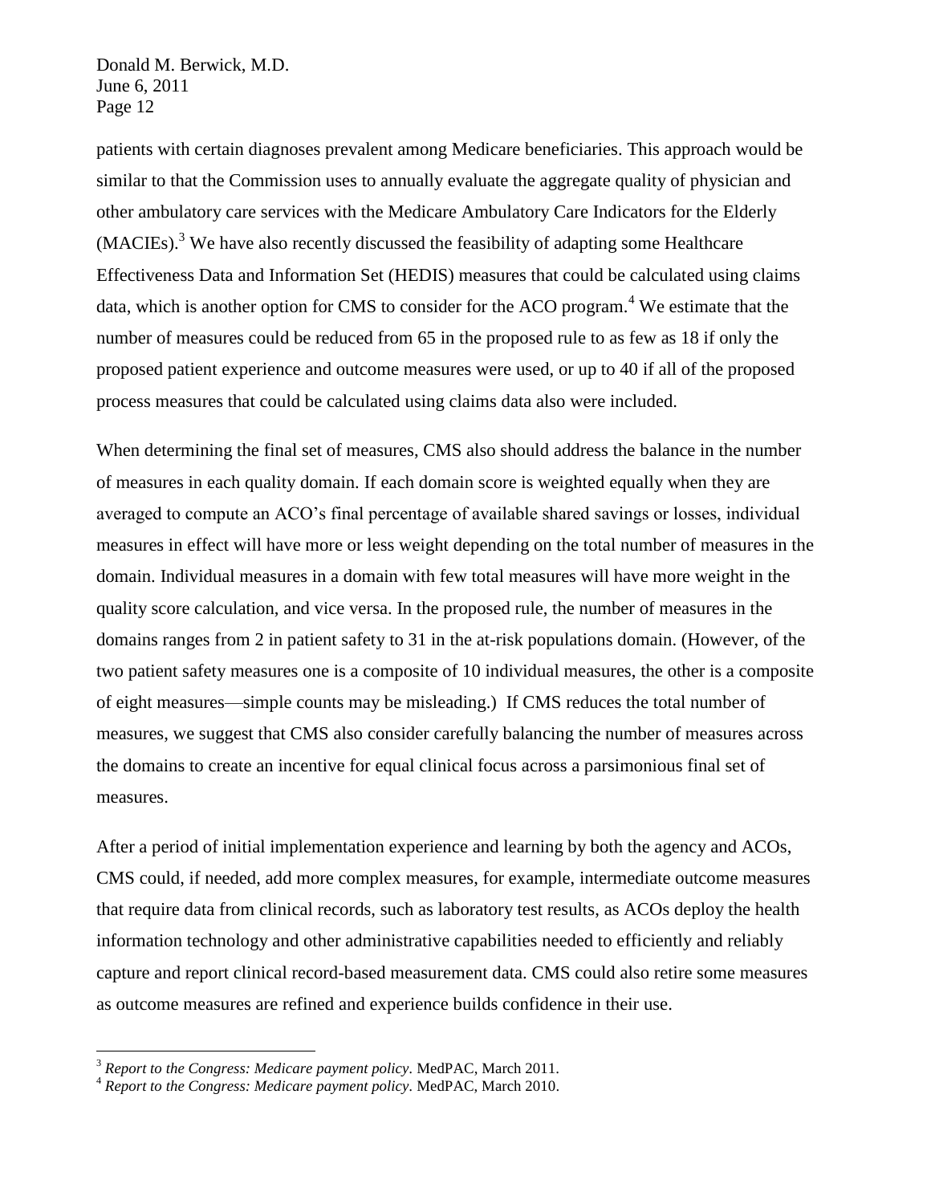patients with certain diagnoses prevalent among Medicare beneficiaries. This approach would be similar to that the Commission uses to annually evaluate the aggregate quality of physician and other ambulatory care services with the Medicare Ambulatory Care Indicators for the Elderly (MACIEs).[3] We have also recently discussed the feasibility of adapting some Healthcare Effectiveness Data and Information Set (HEDIS) measures that could be calculated using claims data, which is another option for CMS to consider for the ACO program.[4] We estimate that the number of measures could be reduced from 65 in the proposed rule to as few as 18 if only the proposed patient experience and outcome measures were used, or up to 40 if all of the proposed process measures that could be calculated using claims data also were included.

When determining the final set of measures, CMS also should address the balance in the number of measures in each quality domain. If each domain score is weighted equally when they are averaged to compute an ACO's final percentage of available shared savings or losses, individual measures in effect will have more or less weight depending on the total number of measures in the domain. Individual measures in a domain with few total measures will have more weight in the quality score calculation, and vice versa. In the proposed rule, the number of measures in the domains ranges from 2 in patient safety to 31 in the at-risk populations domain. (However, of the two patient safety measures one is a composite of 10 individual measures, the other is a composite of eight measures—simple counts may be misleading.) If CMS reduces the total number of measures, we suggest that CMS also consider carefully balancing the number of measures across the domains to create an incentive for equal clinical focus across a parsimonious final set of measures.

After a period of initial implementation experience and learning by both the agency and ACOs, CMS could, if needed, add more complex measures, for example, intermediate outcome measures that require data from clinical records, such as laboratory test results, as ACOs deploy the health information technology and other administrative capabilities needed to efficiently and reliably capture and report clinical record-based measurement data. CMS could also retire some measures as outcome measures are refined and experience builds confidence in their use.

---

[3] *Report to the Congress: Medicare payment policy*. MedPAC, March 2011.

[4] *Report to the Congress: Medicare payment policy*. MedPAC, March 2010.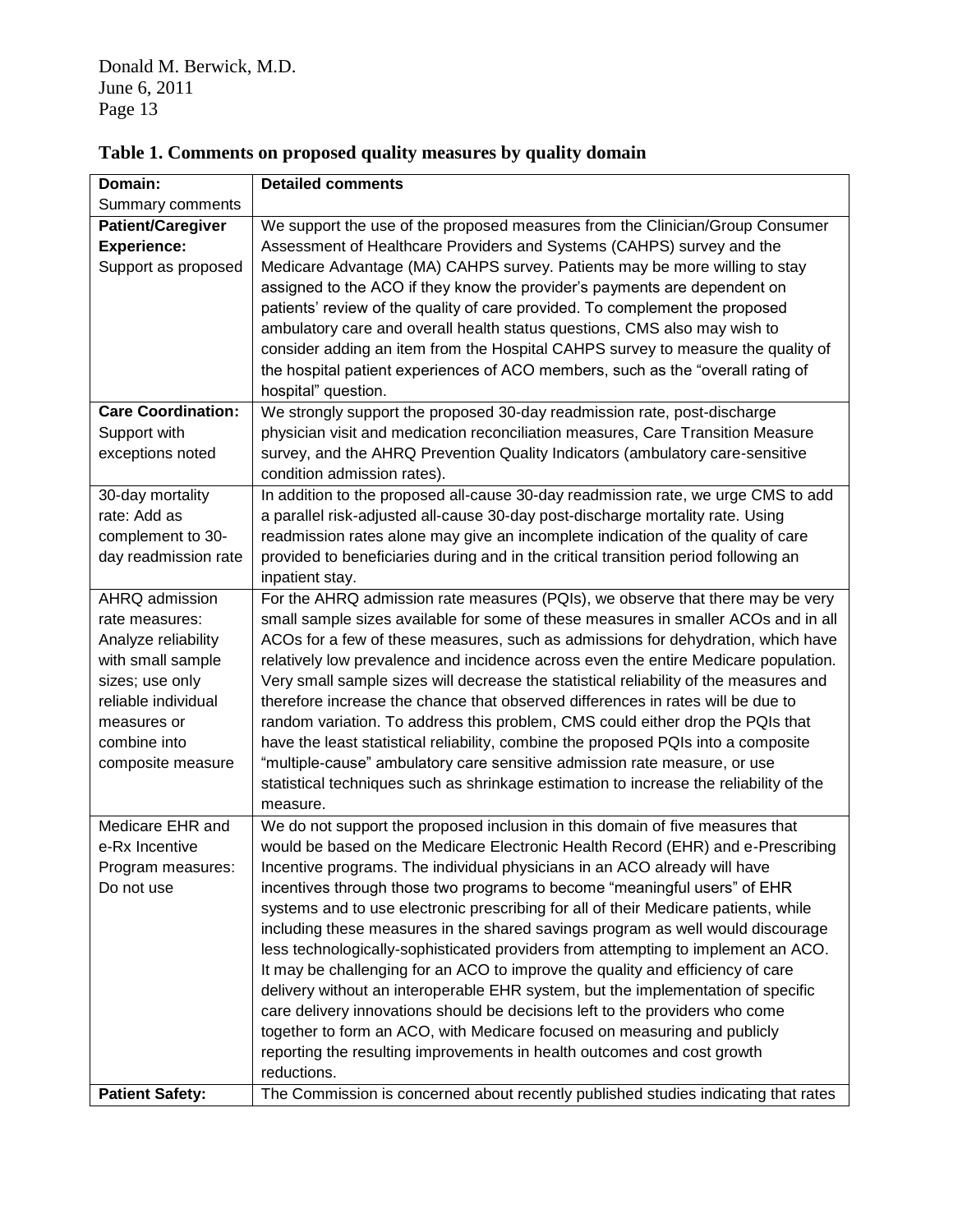**Table 1. Comments on proposed quality measures by quality domain**

| **Domain:** Summary comments | **Detailed comments** |
|---|---|
| **Patient/Caregiver Experience:** Support as proposed | We support the use of the proposed measures from the Clinician/Group Consumer Assessment of Healthcare Providers and Systems (CAHPS) survey and the Medicare Advantage (MA) CAHPS survey. Patients may be more willing to stay assigned to the ACO if they know the provider's payments are dependent on patients' review of the quality of care provided. To complement the proposed ambulatory care and overall health status questions, CMS also may wish to consider adding an item from the Hospital CAHPS survey to measure the quality of the hospital patient experiences of ACO members, such as the "overall rating of hospital" question. |
| **Care Coordination:** Support with exceptions noted | We strongly support the proposed 30-day readmission rate, post-discharge physician visit and medication reconciliation measures, Care Transition Measure survey, and the AHRQ Prevention Quality Indicators (ambulatory care-sensitive condition admission rates). |
| 30-day mortality rate: Add as complement to 30-day readmission rate | In addition to the proposed all-cause 30-day readmission rate, we urge CMS to add a parallel risk-adjusted all-cause 30-day post-discharge mortality rate. Using readmission rates alone may give an incomplete indication of the quality of care provided to beneficiaries during and in the critical transition period following an inpatient stay. |
| AHRQ admission rate measures: Analyze reliability with small sample sizes; use only reliable individual measures or combine into composite measure | For the AHRQ admission rate measures (PQIs), we observe that there may be very small sample sizes available for some of these measures in smaller ACOs and in all ACOs for a few of these measures, such as admissions for dehydration, which have relatively low prevalence and incidence across even the entire Medicare population. Very small sample sizes will decrease the statistical reliability of the measures and therefore increase the chance that observed differences in rates will be due to random variation. To address this problem, CMS could either drop the PQIs that have the least statistical reliability, combine the proposed PQIs into a composite "multiple-cause" ambulatory care sensitive admission rate measure, or use statistical techniques such as shrinkage estimation to increase the reliability of the measure. |
| Medicare EHR and e-Rx Incentive Program measures: Do not use | We do not support the proposed inclusion in this domain of five measures that would be based on the Medicare Electronic Health Record (EHR) and e-Prescribing Incentive programs. The individual physicians in an ACO already will have incentives through those two programs to become "meaningful users" of EHR systems and to use electronic prescribing for all of their Medicare patients, while including these measures in the shared savings program as well would discourage less technologically-sophisticated providers from attempting to implement an ACO. It may be challenging for an ACO to improve the quality and efficiency of care delivery without an interoperable EHR system, but the implementation of specific care delivery innovations should be decisions left to the providers who come together to form an ACO, with Medicare focused on measuring and publicly reporting the resulting improvements in health outcomes and cost growth reductions. |
| **Patient Safety:** | The Commission is concerned about recently published studies indicating that rates |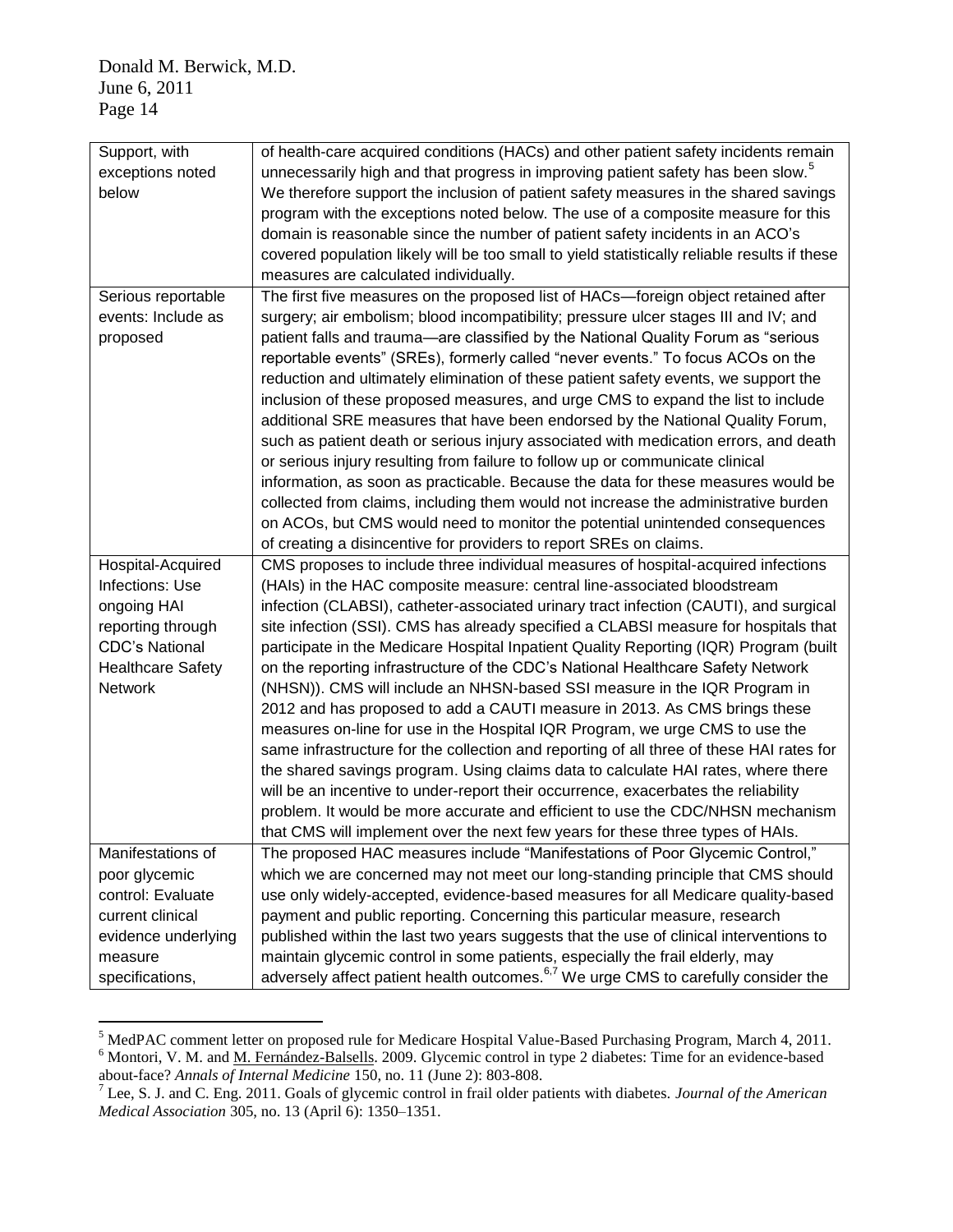| | |
|---|---|
| Support, with exceptions noted below | of health-care acquired conditions (HACs) and other patient safety incidents remain unnecessarily high and that progress in improving patient safety has been slow.[5] We therefore support the inclusion of patient safety measures in the shared savings program with the exceptions noted below. The use of a composite measure for this domain is reasonable since the number of patient safety incidents in an ACO's covered population likely will be too small to yield statistically reliable results if these measures are calculated individually. |
| Serious reportable events: Include as proposed | The first five measures on the proposed list of HACs—foreign object retained after surgery; air embolism; blood incompatibility; pressure ulcer stages III and IV; and patient falls and trauma—are classified by the National Quality Forum as "serious reportable events" (SREs), formerly called "never events." To focus ACOs on the reduction and ultimately elimination of these patient safety events, we support the inclusion of these proposed measures, and urge CMS to expand the list to include additional SRE measures that have been endorsed by the National Quality Forum, such as patient death or serious injury associated with medication errors, and death or serious injury resulting from failure to follow up or communicate clinical information, as soon as practicable. Because the data for these measures would be collected from claims, including them would not increase the administrative burden on ACOs, but CMS would need to monitor the potential unintended consequences of creating a disincentive for providers to report SREs on claims. |
| Hospital-Acquired Infections: Use ongoing HAI reporting through CDC's National Healthcare Safety Network | CMS proposes to include three individual measures of hospital-acquired infections (HAIs) in the HAC composite measure: central line-associated bloodstream infection (CLABSI), catheter-associated urinary tract infection (CAUTI), and surgical site infection (SSI). CMS has already specified a CLABSI measure for hospitals that participate in the Medicare Hospital Inpatient Quality Reporting (IQR) Program (built on the reporting infrastructure of the CDC's National Healthcare Safety Network (NHSN)). CMS will include an NHSN-based SSI measure in the IQR Program in 2012 and has proposed to add a CAUTI measure in 2013. As CMS brings these measures on-line for use in the Hospital IQR Program, we urge CMS to use the same infrastructure for the collection and reporting of all three of these HAI rates for the shared savings program. Using claims data to calculate HAI rates, where there will be an incentive to under-report their occurrence, exacerbates the reliability problem. It would be more accurate and efficient to use the CDC/NHSN mechanism that CMS will implement over the next few years for these three types of HAIs. |
| Manifestations of poor glycemic control: Evaluate current clinical evidence underlying measure specifications, | The proposed HAC measures include "Manifestations of Poor Glycemic Control," which we are concerned may not meet our long-standing principle that CMS should use only widely-accepted, evidence-based measures for all Medicare quality-based payment and public reporting. Concerning this particular measure, research published within the last two years suggests that the use of clinical interventions to maintain glycemic control in some patients, especially the frail elderly, may adversely affect patient health outcomes.[6,7] We urge CMS to carefully consider the |

[5] MedPAC comment letter on proposed rule for Medicare Hospital Value-Based Purchasing Program, March 4, 2011.

[6] Montori, V. M. and M. Fernández-Balsells. 2009. Glycemic control in type 2 diabetes: Time for an evidence-based about-face? *Annals of Internal Medicine* 150, no. 11 (June 2): 803-808.

[7] Lee, S. J. and C. Eng. 2011. Goals of glycemic control in frail older patients with diabetes. *Journal of the American Medical Association* 305, no. 13 (April 6): 1350–1351.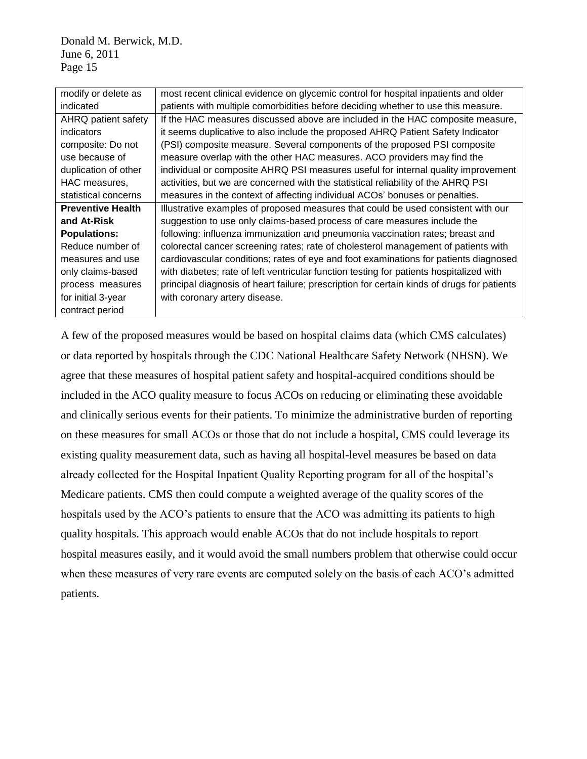| | |
|---|---|
| modify or delete as indicated | most recent clinical evidence on glycemic control for hospital inpatients and older patients with multiple comorbidities before deciding whether to use this measure. |
| AHRQ patient safety indicators composite: Do not use because of duplication of other HAC measures, statistical concerns | If the HAC measures discussed above are included in the HAC composite measure, it seems duplicative to also include the proposed AHRQ Patient Safety Indicator (PSI) composite measure. Several components of the proposed PSI composite measure overlap with the other HAC measures. ACO providers may find the individual or composite AHRQ PSI measures useful for internal quality improvement activities, but we are concerned with the statistical reliability of the AHRQ PSI measures in the context of affecting individual ACOs' bonuses or penalties. |
| **Preventive Health and At-Risk Populations:** Reduce number of measures and use only claims-based process measures for initial 3-year contract period | Illustrative examples of proposed measures that could be used consistent with our suggestion to use only claims-based process of care measures include the following: influenza immunization and pneumonia vaccination rates; breast and colorectal cancer screening rates; rate of cholesterol management of patients with cardiovascular conditions; rates of eye and foot examinations for patients diagnosed with diabetes; rate of left ventricular function testing for patients hospitalized with principal diagnosis of heart failure; prescription for certain kinds of drugs for patients with coronary artery disease. |

A few of the proposed measures would be based on hospital claims data (which CMS calculates) or data reported by hospitals through the CDC National Healthcare Safety Network (NHSN). We agree that these measures of hospital patient safety and hospital-acquired conditions should be included in the ACO quality measure to focus ACOs on reducing or eliminating these avoidable and clinically serious events for their patients. To minimize the administrative burden of reporting on these measures for small ACOs or those that do not include a hospital, CMS could leverage its existing quality measurement data, such as having all hospital-level measures be based on data already collected for the Hospital Inpatient Quality Reporting program for all of the hospital's Medicare patients. CMS then could compute a weighted average of the quality scores of the hospitals used by the ACO's patients to ensure that the ACO was admitting its patients to high quality hospitals. This approach would enable ACOs that do not include hospitals to report hospital measures easily, and it would avoid the small numbers problem that otherwise could occur when these measures of very rare events are computed solely on the basis of each ACO's admitted patients.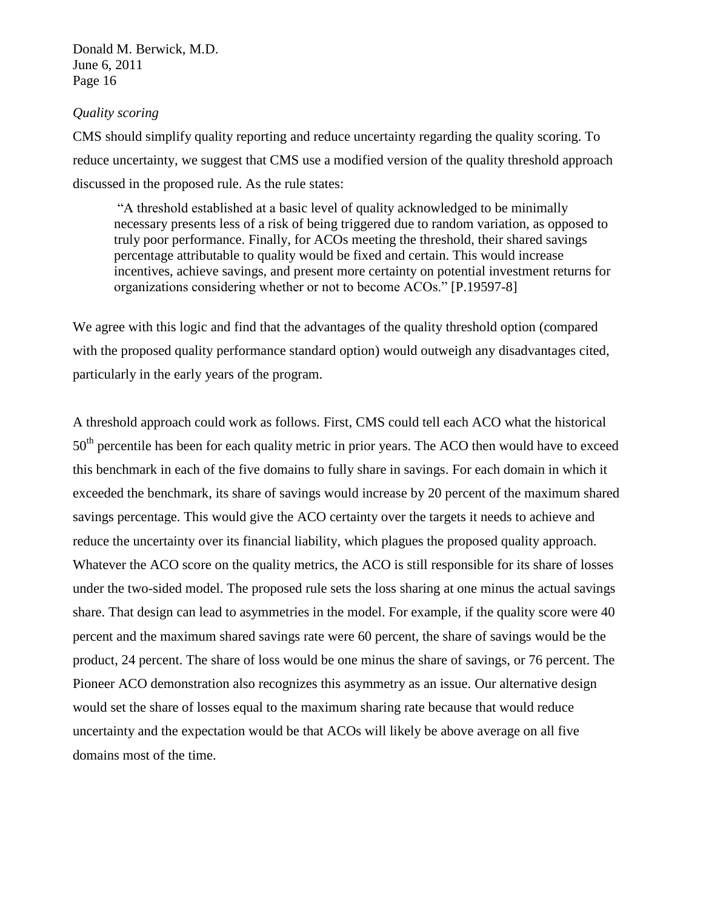*Quality scoring*

CMS should simplify quality reporting and reduce uncertainty regarding the quality scoring. To reduce uncertainty, we suggest that CMS use a modified version of the quality threshold approach discussed in the proposed rule. As the rule states:

> "A threshold established at a basic level of quality acknowledged to be minimally necessary presents less of a risk of being triggered due to random variation, as opposed to truly poor performance. Finally, for ACOs meeting the threshold, their shared savings percentage attributable to quality would be fixed and certain. This would increase incentives, achieve savings, and present more certainty on potential investment returns for organizations considering whether or not to become ACOs." [P.19597-8]

We agree with this logic and find that the advantages of the quality threshold option (compared with the proposed quality performance standard option) would outweigh any disadvantages cited, particularly in the early years of the program.

A threshold approach could work as follows. First, CMS could tell each ACO what the historical 50th percentile has been for each quality metric in prior years. The ACO then would have to exceed this benchmark in each of the five domains to fully share in savings. For each domain in which it exceeded the benchmark, its share of savings would increase by 20 percent of the maximum shared savings percentage. This would give the ACO certainty over the targets it needs to achieve and reduce the uncertainty over its financial liability, which plagues the proposed quality approach. Whatever the ACO score on the quality metrics, the ACO is still responsible for its share of losses under the two-sided model. The proposed rule sets the loss sharing at one minus the actual savings share. That design can lead to asymmetries in the model. For example, if the quality score were 40 percent and the maximum shared savings rate were 60 percent, the share of savings would be the product, 24 percent. The share of loss would be one minus the share of savings, or 76 percent. The Pioneer ACO demonstration also recognizes this asymmetry as an issue. Our alternative design would set the share of losses equal to the maximum sharing rate because that would reduce uncertainty and the expectation would be that ACOs will likely be above average on all five domains most of the time.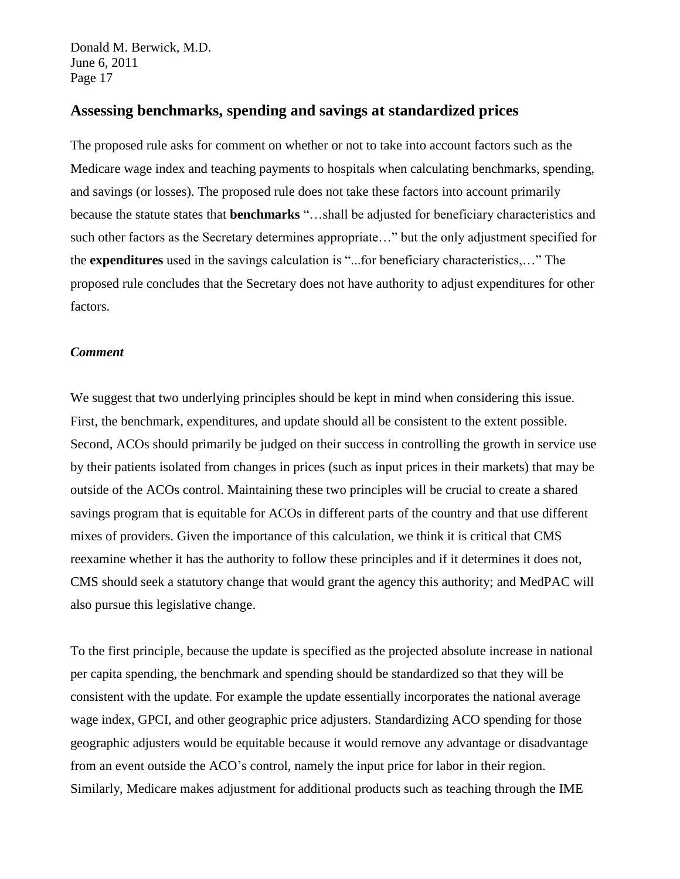## Assessing benchmarks, spending and savings at standardized prices

The proposed rule asks for comment on whether or not to take into account factors such as the Medicare wage index and teaching payments to hospitals when calculating benchmarks, spending, and savings (or losses). The proposed rule does not take these factors into account primarily because the statute states that **benchmarks** "…shall be adjusted for beneficiary characteristics and such other factors as the Secretary determines appropriate…" but the only adjustment specified for the **expenditures** used in the savings calculation is "...for beneficiary characteristics,…" The proposed rule concludes that the Secretary does not have authority to adjust expenditures for other factors.

***Comment***

We suggest that two underlying principles should be kept in mind when considering this issue. First, the benchmark, expenditures, and update should all be consistent to the extent possible. Second, ACOs should primarily be judged on their success in controlling the growth in service use by their patients isolated from changes in prices (such as input prices in their markets) that may be outside of the ACOs control. Maintaining these two principles will be crucial to create a shared savings program that is equitable for ACOs in different parts of the country and that use different mixes of providers. Given the importance of this calculation, we think it is critical that CMS reexamine whether it has the authority to follow these principles and if it determines it does not, CMS should seek a statutory change that would grant the agency this authority; and MedPAC will also pursue this legislative change.

To the first principle, because the update is specified as the projected absolute increase in national per capita spending, the benchmark and spending should be standardized so that they will be consistent with the update. For example the update essentially incorporates the national average wage index, GPCI, and other geographic price adjusters. Standardizing ACO spending for those geographic adjusters would be equitable because it would remove any advantage or disadvantage from an event outside the ACO's control, namely the input price for labor in their region. Similarly, Medicare makes adjustment for additional products such as teaching through the IME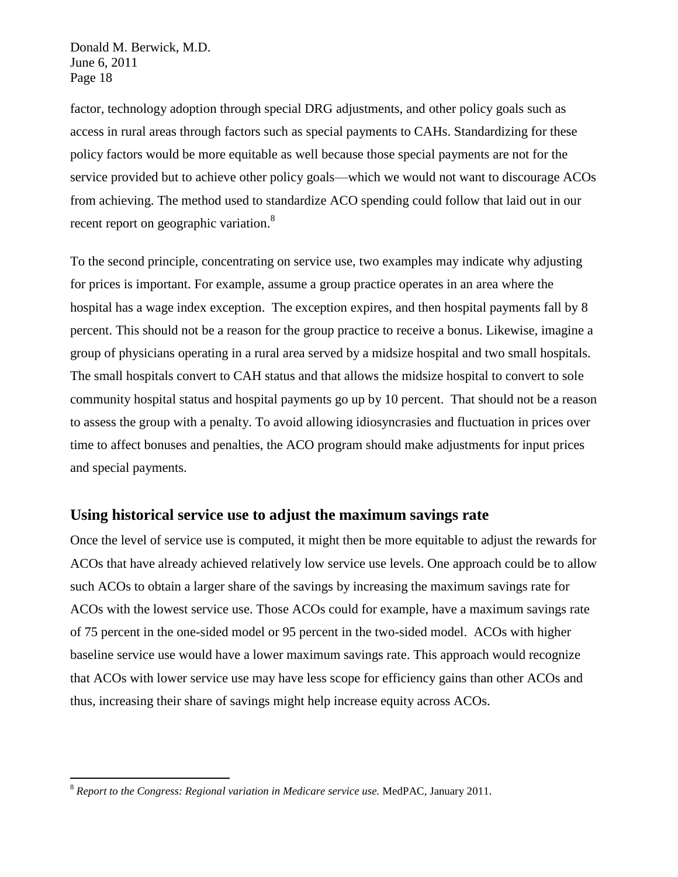factor, technology adoption through special DRG adjustments, and other policy goals such as access in rural areas through factors such as special payments to CAHs. Standardizing for these policy factors would be more equitable as well because those special payments are not for the service provided but to achieve other policy goals—which we would not want to discourage ACOs from achieving. The method used to standardize ACO spending could follow that laid out in our recent report on geographic variation.[8]

To the second principle, concentrating on service use, two examples may indicate why adjusting for prices is important. For example, assume a group practice operates in an area where the hospital has a wage index exception. The exception expires, and then hospital payments fall by 8 percent. This should not be a reason for the group practice to receive a bonus. Likewise, imagine a group of physicians operating in a rural area served by a midsize hospital and two small hospitals. The small hospitals convert to CAH status and that allows the midsize hospital to convert to sole community hospital status and hospital payments go up by 10 percent. That should not be a reason to assess the group with a penalty. To avoid allowing idiosyncrasies and fluctuation in prices over time to affect bonuses and penalties, the ACO program should make adjustments for input prices and special payments.

## Using historical service use to adjust the maximum savings rate

Once the level of service use is computed, it might then be more equitable to adjust the rewards for ACOs that have already achieved relatively low service use levels. One approach could be to allow such ACOs to obtain a larger share of the savings by increasing the maximum savings rate for ACOs with the lowest service use. Those ACOs could for example, have a maximum savings rate of 75 percent in the one-sided model or 95 percent in the two-sided model. ACOs with higher baseline service use would have a lower maximum savings rate. This approach would recognize that ACOs with lower service use may have less scope for efficiency gains than other ACOs and thus, increasing their share of savings might help increase equity across ACOs.

[8] *Report to the Congress: Regional variation in Medicare service use.* MedPAC, January 2011.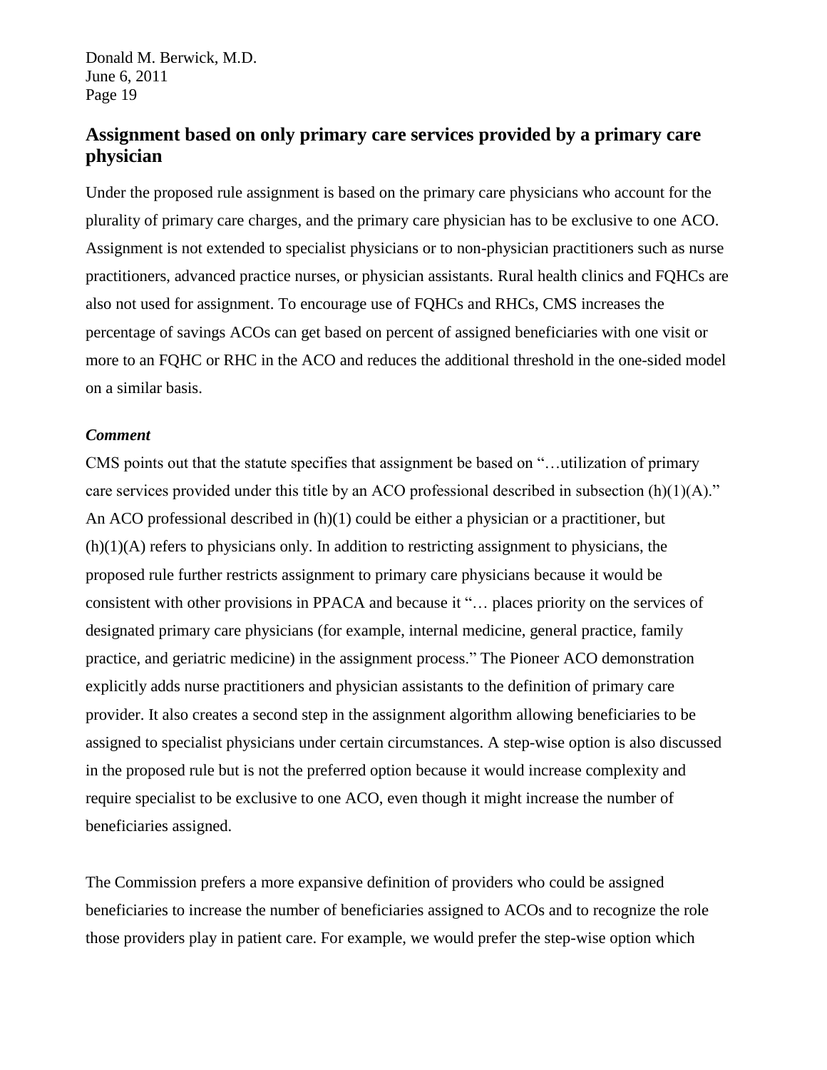## Assignment based on only primary care services provided by a primary care physician

Under the proposed rule assignment is based on the primary care physicians who account for the plurality of primary care charges, and the primary care physician has to be exclusive to one ACO. Assignment is not extended to specialist physicians or to non-physician practitioners such as nurse practitioners, advanced practice nurses, or physician assistants. Rural health clinics and FQHCs are also not used for assignment. To encourage use of FQHCs and RHCs, CMS increases the percentage of savings ACOs can get based on percent of assigned beneficiaries with one visit or more to an FQHC or RHC in the ACO and reduces the additional threshold in the one-sided model on a similar basis.

***Comment***

CMS points out that the statute specifies that assignment be based on "…utilization of primary care services provided under this title by an ACO professional described in subsection (h)(1)(A)." An ACO professional described in (h)(1) could be either a physician or a practitioner, but (h)(1)(A) refers to physicians only. In addition to restricting assignment to physicians, the proposed rule further restricts assignment to primary care physicians because it would be consistent with other provisions in PPACA and because it "… places priority on the services of designated primary care physicians (for example, internal medicine, general practice, family practice, and geriatric medicine) in the assignment process." The Pioneer ACO demonstration explicitly adds nurse practitioners and physician assistants to the definition of primary care provider. It also creates a second step in the assignment algorithm allowing beneficiaries to be assigned to specialist physicians under certain circumstances. A step-wise option is also discussed in the proposed rule but is not the preferred option because it would increase complexity and require specialist to be exclusive to one ACO, even though it might increase the number of beneficiaries assigned.

The Commission prefers a more expansive definition of providers who could be assigned beneficiaries to increase the number of beneficiaries assigned to ACOs and to recognize the role those providers play in patient care. For example, we would prefer the step-wise option which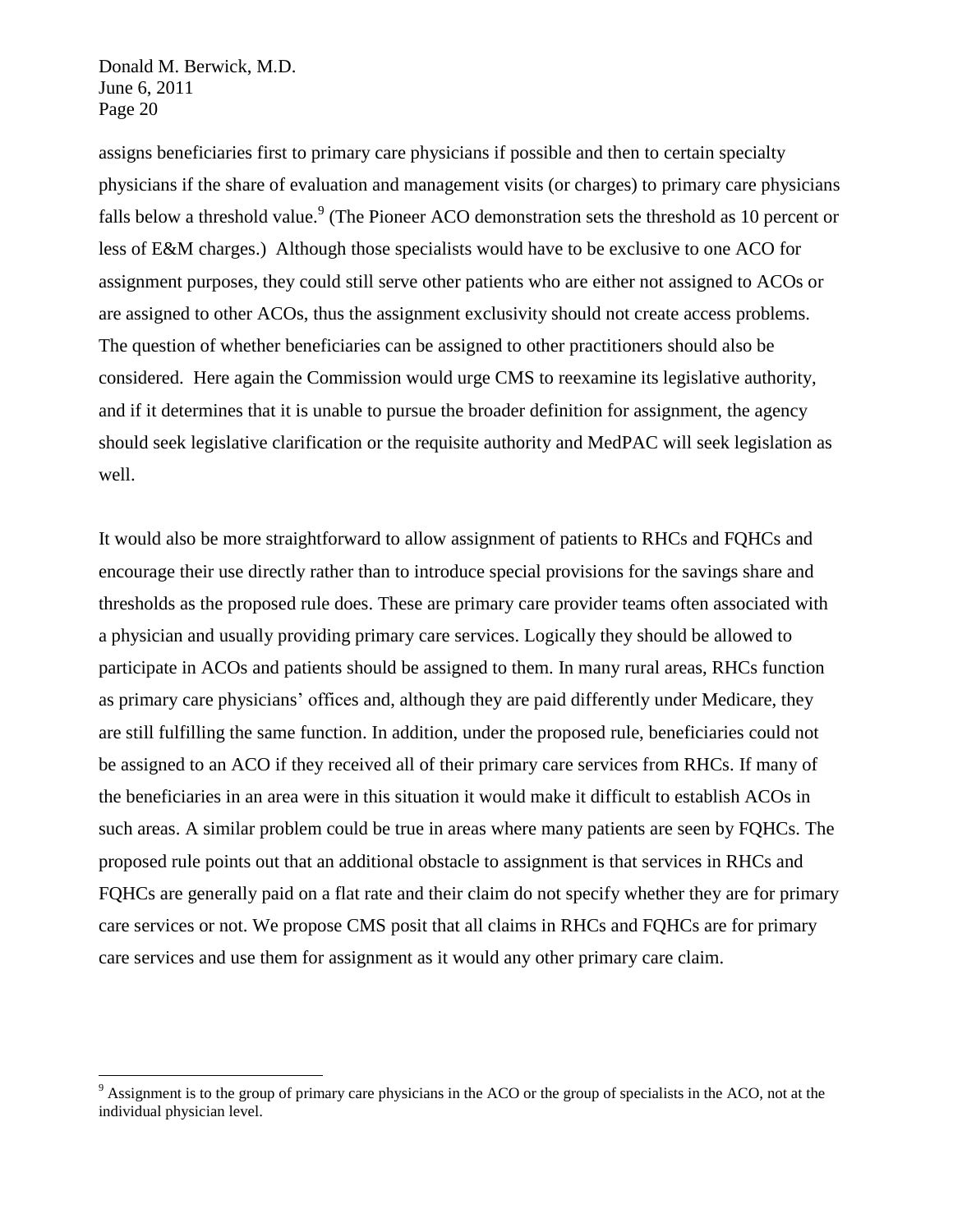assigns beneficiaries first to primary care physicians if possible and then to certain specialty physicians if the share of evaluation and management visits (or charges) to primary care physicians falls below a threshold value.[9] (The Pioneer ACO demonstration sets the threshold as 10 percent or less of E&M charges.) Although those specialists would have to be exclusive to one ACO for assignment purposes, they could still serve other patients who are either not assigned to ACOs or are assigned to other ACOs, thus the assignment exclusivity should not create access problems. The question of whether beneficiaries can be assigned to other practitioners should also be considered. Here again the Commission would urge CMS to reexamine its legislative authority, and if it determines that it is unable to pursue the broader definition for assignment, the agency should seek legislative clarification or the requisite authority and MedPAC will seek legislation as well.

It would also be more straightforward to allow assignment of patients to RHCs and FQHCs and encourage their use directly rather than to introduce special provisions for the savings share and thresholds as the proposed rule does. These are primary care provider teams often associated with a physician and usually providing primary care services. Logically they should be allowed to participate in ACOs and patients should be assigned to them. In many rural areas, RHCs function as primary care physicians' offices and, although they are paid differently under Medicare, they are still fulfilling the same function. In addition, under the proposed rule, beneficiaries could not be assigned to an ACO if they received all of their primary care services from RHCs. If many of the beneficiaries in an area were in this situation it would make it difficult to establish ACOs in such areas. A similar problem could be true in areas where many patients are seen by FQHCs. The proposed rule points out that an additional obstacle to assignment is that services in RHCs and FQHCs are generally paid on a flat rate and their claim do not specify whether they are for primary care services or not. We propose CMS posit that all claims in RHCs and FQHCs are for primary care services and use them for assignment as it would any other primary care claim.

[9] Assignment is to the group of primary care physicians in the ACO or the group of specialists in the ACO, not at the individual physician level.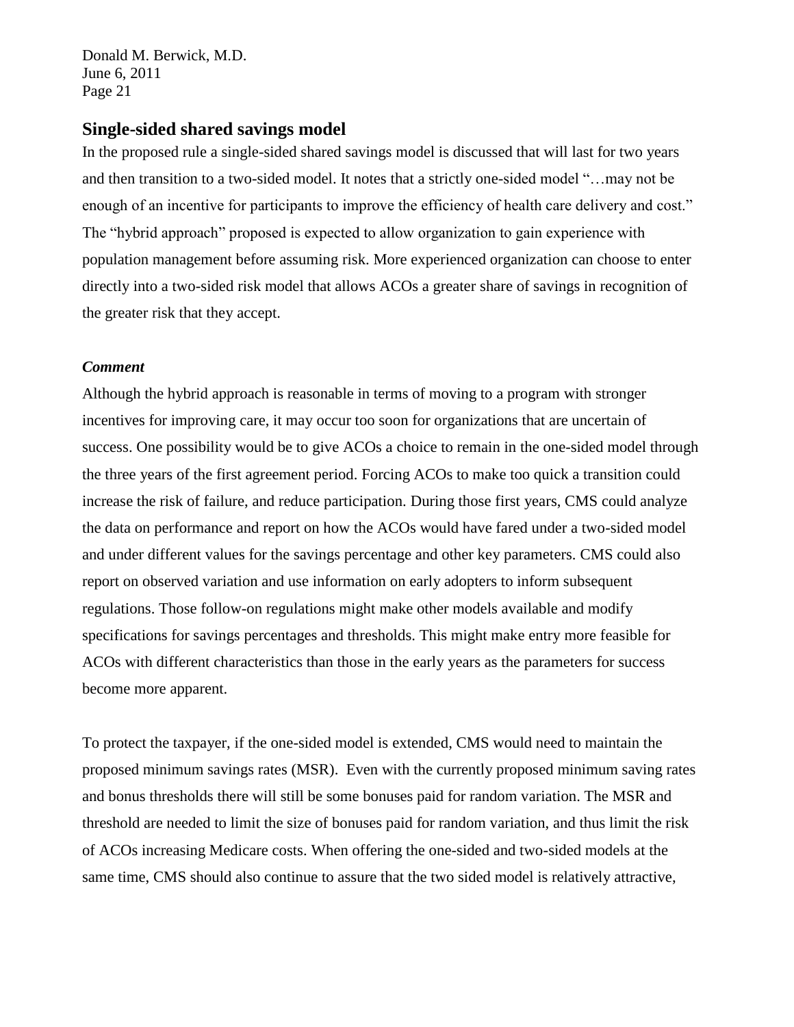## Single-sided shared savings model

In the proposed rule a single-sided shared savings model is discussed that will last for two years and then transition to a two-sided model. It notes that a strictly one-sided model "…may not be enough of an incentive for participants to improve the efficiency of health care delivery and cost." The "hybrid approach" proposed is expected to allow organization to gain experience with population management before assuming risk. More experienced organization can choose to enter directly into a two-sided risk model that allows ACOs a greater share of savings in recognition of the greater risk that they accept.

***Comment***

Although the hybrid approach is reasonable in terms of moving to a program with stronger incentives for improving care, it may occur too soon for organizations that are uncertain of success. One possibility would be to give ACOs a choice to remain in the one-sided model through the three years of the first agreement period. Forcing ACOs to make too quick a transition could increase the risk of failure, and reduce participation. During those first years, CMS could analyze the data on performance and report on how the ACOs would have fared under a two-sided model and under different values for the savings percentage and other key parameters. CMS could also report on observed variation and use information on early adopters to inform subsequent regulations. Those follow-on regulations might make other models available and modify specifications for savings percentages and thresholds. This might make entry more feasible for ACOs with different characteristics than those in the early years as the parameters for success become more apparent.

To protect the taxpayer, if the one-sided model is extended, CMS would need to maintain the proposed minimum savings rates (MSR). Even with the currently proposed minimum saving rates and bonus thresholds there will still be some bonuses paid for random variation. The MSR and threshold are needed to limit the size of bonuses paid for random variation, and thus limit the risk of ACOs increasing Medicare costs. When offering the one-sided and two-sided models at the same time, CMS should also continue to assure that the two sided model is relatively attractive,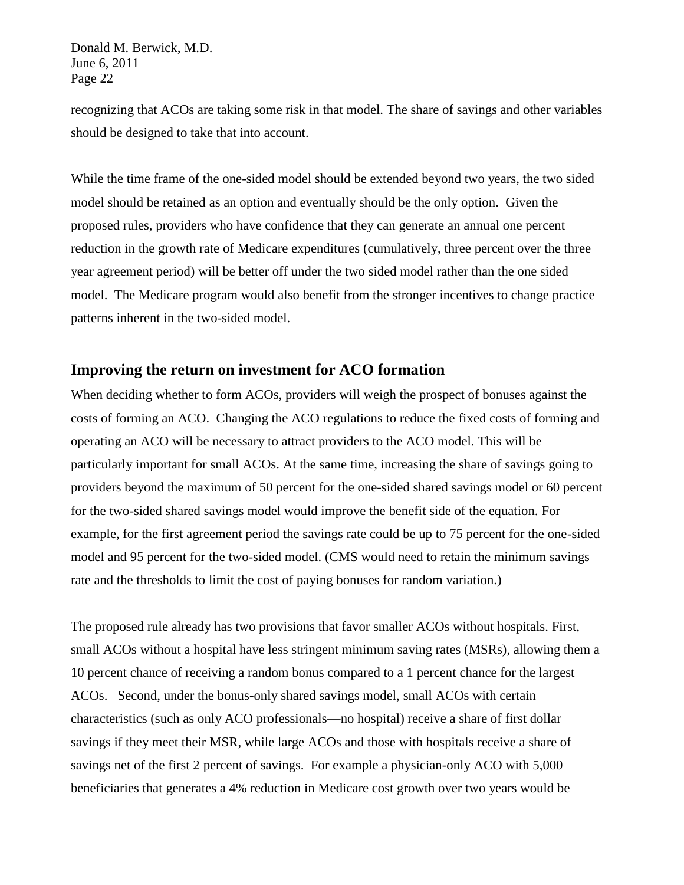recognizing that ACOs are taking some risk in that model. The share of savings and other variables should be designed to take that into account.

While the time frame of the one-sided model should be extended beyond two years, the two sided model should be retained as an option and eventually should be the only option. Given the proposed rules, providers who have confidence that they can generate an annual one percent reduction in the growth rate of Medicare expenditures (cumulatively, three percent over the three year agreement period) will be better off under the two sided model rather than the one sided model. The Medicare program would also benefit from the stronger incentives to change practice patterns inherent in the two-sided model.

## Improving the return on investment for ACO formation

When deciding whether to form ACOs, providers will weigh the prospect of bonuses against the costs of forming an ACO. Changing the ACO regulations to reduce the fixed costs of forming and operating an ACO will be necessary to attract providers to the ACO model. This will be particularly important for small ACOs. At the same time, increasing the share of savings going to providers beyond the maximum of 50 percent for the one-sided shared savings model or 60 percent for the two-sided shared savings model would improve the benefit side of the equation. For example, for the first agreement period the savings rate could be up to 75 percent for the one-sided model and 95 percent for the two-sided model. (CMS would need to retain the minimum savings rate and the thresholds to limit the cost of paying bonuses for random variation.)

The proposed rule already has two provisions that favor smaller ACOs without hospitals. First, small ACOs without a hospital have less stringent minimum saving rates (MSRs), allowing them a 10 percent chance of receiving a random bonus compared to a 1 percent chance for the largest ACOs. Second, under the bonus-only shared savings model, small ACOs with certain characteristics (such as only ACO professionals—no hospital) receive a share of first dollar savings if they meet their MSR, while large ACOs and those with hospitals receive a share of savings net of the first 2 percent of savings. For example a physician-only ACO with 5,000 beneficiaries that generates a 4% reduction in Medicare cost growth over two years would be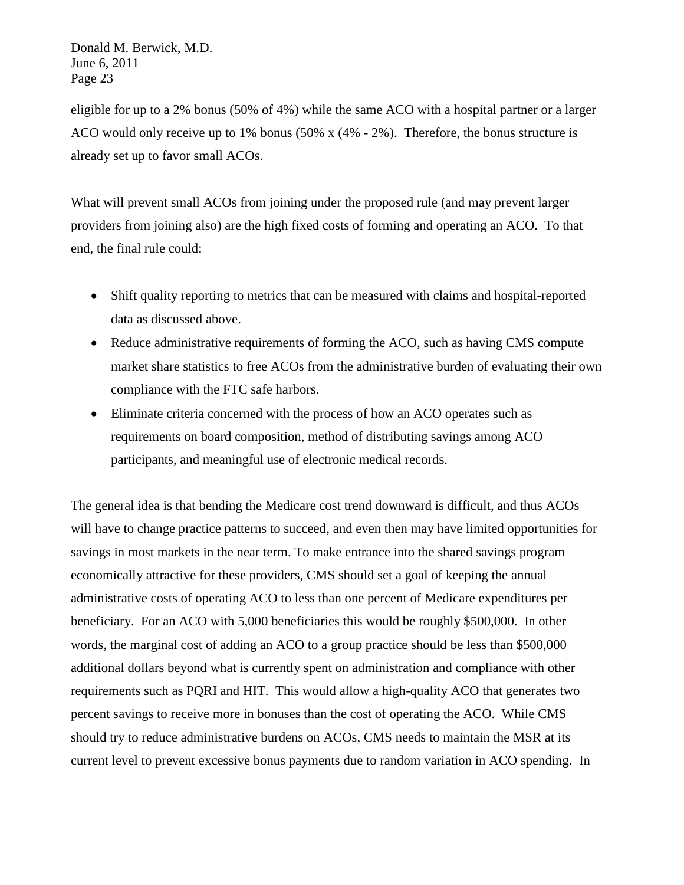eligible for up to a 2% bonus (50% of 4%) while the same ACO with a hospital partner or a larger ACO would only receive up to 1% bonus (50% x (4% - 2%). Therefore, the bonus structure is already set up to favor small ACOs.

What will prevent small ACOs from joining under the proposed rule (and may prevent larger providers from joining also) are the high fixed costs of forming and operating an ACO. To that end, the final rule could:

- Shift quality reporting to metrics that can be measured with claims and hospital-reported data as discussed above.
- Reduce administrative requirements of forming the ACO, such as having CMS compute market share statistics to free ACOs from the administrative burden of evaluating their own compliance with the FTC safe harbors.
- Eliminate criteria concerned with the process of how an ACO operates such as requirements on board composition, method of distributing savings among ACO participants, and meaningful use of electronic medical records.

The general idea is that bending the Medicare cost trend downward is difficult, and thus ACOs will have to change practice patterns to succeed, and even then may have limited opportunities for savings in most markets in the near term. To make entrance into the shared savings program economically attractive for these providers, CMS should set a goal of keeping the annual administrative costs of operating ACO to less than one percent of Medicare expenditures per beneficiary. For an ACO with 5,000 beneficiaries this would be roughly $500,000. In other words, the marginal cost of adding an ACO to a group practice should be less than $500,000 additional dollars beyond what is currently spent on administration and compliance with other requirements such as PQRI and HIT. This would allow a high-quality ACO that generates two percent savings to receive more in bonuses than the cost of operating the ACO. While CMS should try to reduce administrative burdens on ACOs, CMS needs to maintain the MSR at its current level to prevent excessive bonus payments due to random variation in ACO spending. In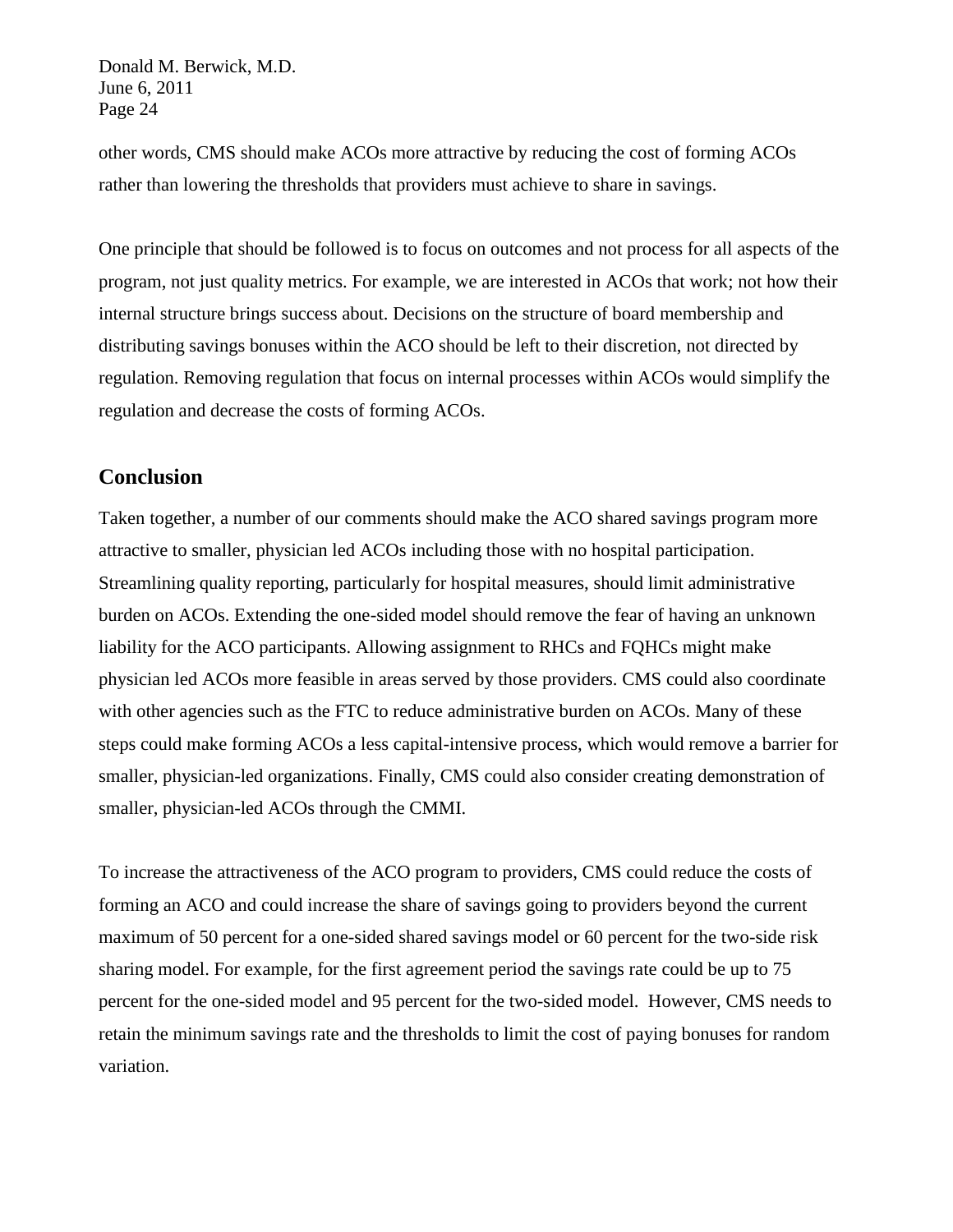other words, CMS should make ACOs more attractive by reducing the cost of forming ACOs rather than lowering the thresholds that providers must achieve to share in savings.

One principle that should be followed is to focus on outcomes and not process for all aspects of the program, not just quality metrics. For example, we are interested in ACOs that work; not how their internal structure brings success about. Decisions on the structure of board membership and distributing savings bonuses within the ACO should be left to their discretion, not directed by regulation. Removing regulation that focus on internal processes within ACOs would simplify the regulation and decrease the costs of forming ACOs.

## Conclusion

Taken together, a number of our comments should make the ACO shared savings program more attractive to smaller, physician led ACOs including those with no hospital participation. Streamlining quality reporting, particularly for hospital measures, should limit administrative burden on ACOs. Extending the one-sided model should remove the fear of having an unknown liability for the ACO participants. Allowing assignment to RHCs and FQHCs might make physician led ACOs more feasible in areas served by those providers. CMS could also coordinate with other agencies such as the FTC to reduce administrative burden on ACOs. Many of these steps could make forming ACOs a less capital-intensive process, which would remove a barrier for smaller, physician-led organizations. Finally, CMS could also consider creating demonstration of smaller, physician-led ACOs through the CMMI.

To increase the attractiveness of the ACO program to providers, CMS could reduce the costs of forming an ACO and could increase the share of savings going to providers beyond the current maximum of 50 percent for a one-sided shared savings model or 60 percent for the two-side risk sharing model. For example, for the first agreement period the savings rate could be up to 75 percent for the one-sided model and 95 percent for the two-sided model. However, CMS needs to retain the minimum savings rate and the thresholds to limit the cost of paying bonuses for random variation.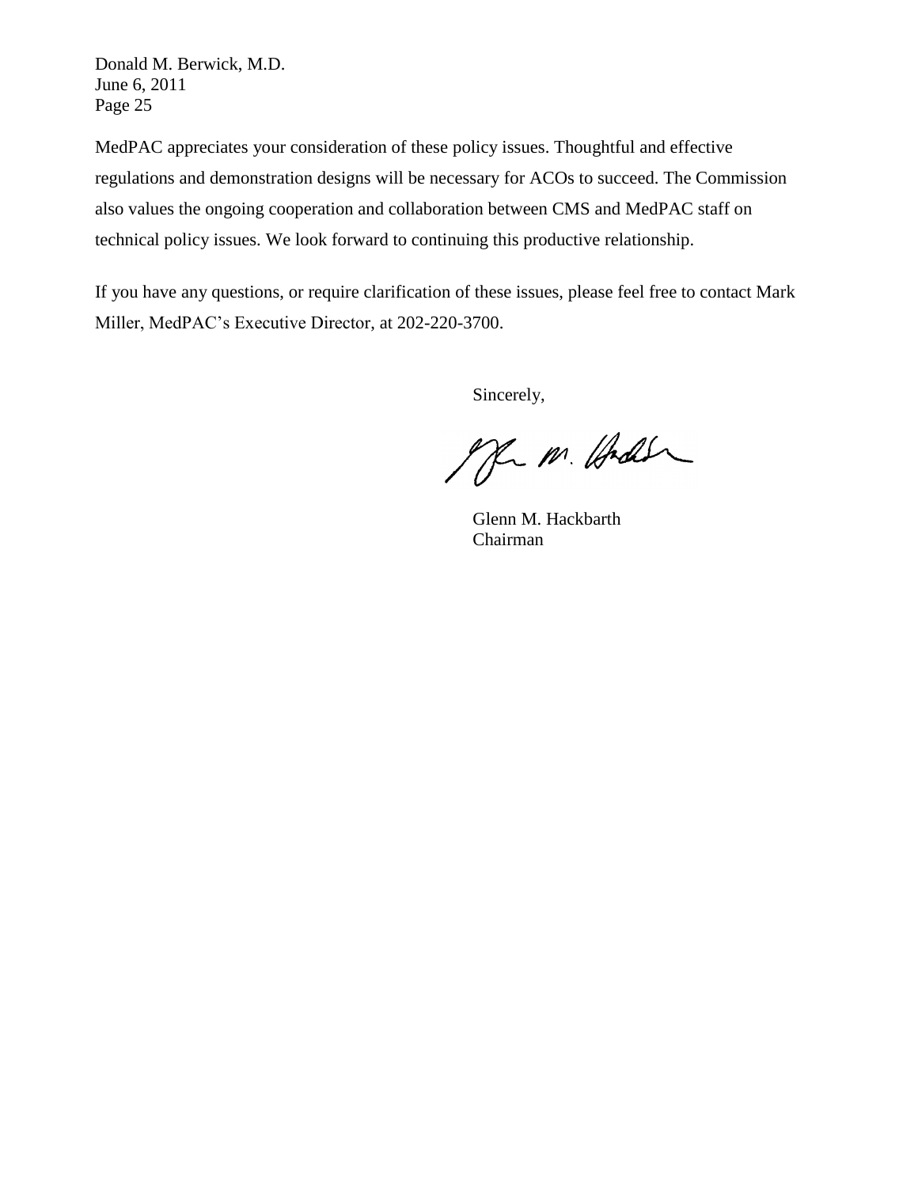MedPAC appreciates your consideration of these policy issues. Thoughtful and effective regulations and demonstration designs will be necessary for ACOs to succeed. The Commission also values the ongoing cooperation and collaboration between CMS and MedPAC staff on technical policy issues. We look forward to continuing this productive relationship.

If you have any questions, or require clarification of these issues, please feel free to contact Mark Miller, MedPAC's Executive Director, at 202-220-3700.

Sincerely,

Glenn M. Hackbarth
Chairman